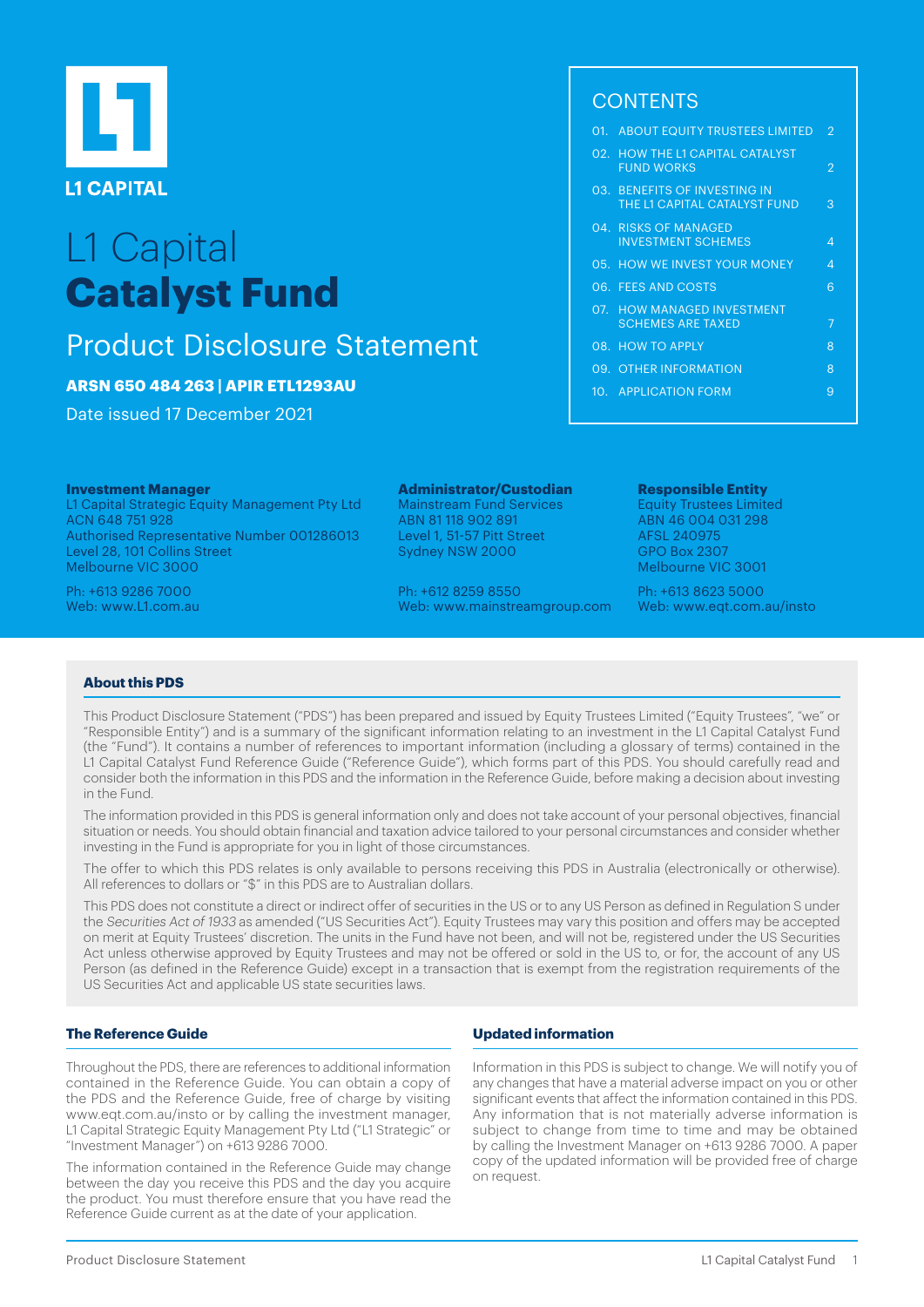L1 CAPITAL

# L1 Capital **Catalyst Fund**

## Product Disclosure Statement

**ARSN 650 484 263 | APIR ETL1293AU**

Date issued 17 December 2021

## CONTENTS

| | | |
|---|---|---|
| 01. | ABOUT EQUITY TRUSTEES LIMITED | 2 |
| 02. | HOW THE L1 CAPITAL CATALYST FUND WORKS | 2 |
| 03. | BENEFITS OF INVESTING IN THE L1 CAPITAL CATALYST FUND | 3 |
| 04. | RISKS OF MANAGED INVESTMENT SCHEMES | 4 |
| 05. | HOW WE INVEST YOUR MONEY | 4 |
| 06. | FEES AND COSTS | 6 |
| 07. | HOW MANAGED INVESTMENT SCHEMES ARE TAXED | 7 |
| 08. | HOW TO APPLY | 8 |
| 09. | OTHER INFORMATION | 8 |
| 10. | APPLICATION FORM | 9 |

**Investment Manager**
L1 Capital Strategic Equity Management Pty Ltd
ACN 648 751 928
Authorised Representative Number 001286013
Level 28, 101 Collins Street
Melbourne VIC 3000

Ph: +613 9286 7000
Web: www.L1.com.au

**Administrator/Custodian**
Mainstream Fund Services
ABN 81 118 902 891
Level 1, 51-57 Pitt Street
Sydney NSW 2000

Ph: +612 8259 8550
Web: www.mainstreamgroup.com

**Responsible Entity**
Equity Trustees Limited
ABN 46 004 031 298
AFSL 240975
GPO Box 2307
Melbourne VIC 3001

Ph: +613 8623 5000
Web: www.eqt.com.au/insto

### About this PDS

This Product Disclosure Statement ("PDS") has been prepared and issued by Equity Trustees Limited ("Equity Trustees", "we" or "Responsible Entity") and is a summary of the significant information relating to an investment in the L1 Capital Catalyst Fund (the "Fund"). It contains a number of references to important information (including a glossary of terms) contained in the L1 Capital Catalyst Fund Reference Guide ("Reference Guide"), which forms part of this PDS. You should carefully read and consider both the information in this PDS and the information in the Reference Guide, before making a decision about investing in the Fund.

The information provided in this PDS is general information only and does not take account of your personal objectives, financial situation or needs. You should obtain financial and taxation advice tailored to your personal circumstances and consider whether investing in the Fund is appropriate for you in light of those circumstances.

The offer to which this PDS relates is only available to persons receiving this PDS in Australia (electronically or otherwise). All references to dollars or "$" in this PDS are to Australian dollars.

This PDS does not constitute a direct or indirect offer of securities in the US or to any US Person as defined in Regulation S under the *Securities Act of 1933* as amended ("US Securities Act"). Equity Trustees may vary this position and offers may be accepted on merit at Equity Trustees' discretion. The units in the Fund have not been, and will not be, registered under the US Securities Act unless otherwise approved by Equity Trustees and may not be offered or sold in the US to, or for, the account of any US Person (as defined in the Reference Guide) except in a transaction that is exempt from the registration requirements of the US Securities Act and applicable US state securities laws.

### The Reference Guide

Throughout the PDS, there are references to additional information contained in the Reference Guide. You can obtain a copy of the PDS and the Reference Guide, free of charge by visiting www.eqt.com.au/insto or by calling the investment manager, L1 Capital Strategic Equity Management Pty Ltd ("L1 Strategic" or "Investment Manager") on +613 9286 7000.

The information contained in the Reference Guide may change between the day you receive this PDS and the day you acquire the product. You must therefore ensure that you have read the Reference Guide current as at the date of your application.

### Updated information

Information in this PDS is subject to change. We will notify you of any changes that have a material adverse impact on you or other significant events that affect the information contained in this PDS. Any information that is not materially adverse information is subject to change from time to time and may be obtained by calling the Investment Manager on +613 9286 7000. A paper copy of the updated information will be provided free of charge on request.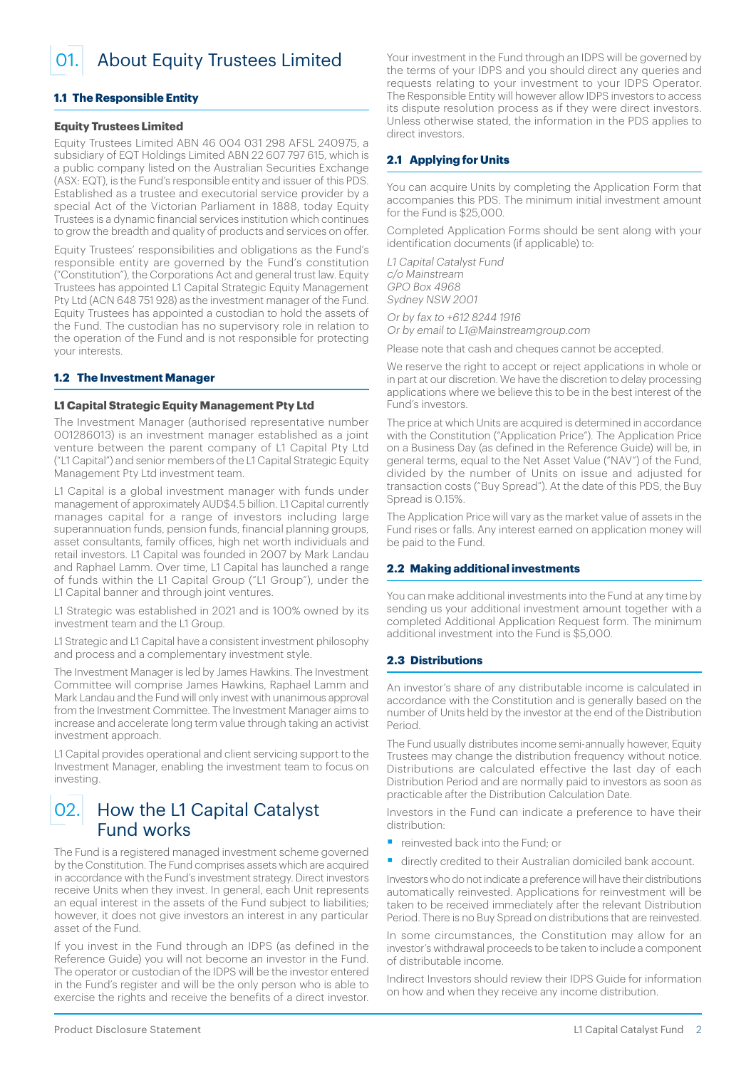# 01. About Equity Trustees Limited

### 1.1 The Responsible Entity

**Equity Trustees Limited**

Equity Trustees Limited ABN 46 004 031 298 AFSL 240975, a subsidiary of EQT Holdings Limited ABN 22 607 797 615, which is a public company listed on the Australian Securities Exchange (ASX: EQT), is the Fund's responsible entity and issuer of this PDS. Established as a trustee and executorial service provider by a special Act of the Victorian Parliament in 1888, today Equity Trustees is a dynamic financial services institution which continues to grow the breadth and quality of products and services on offer.

Equity Trustees' responsibilities and obligations as the Fund's responsible entity are governed by the Fund's constitution ("Constitution"), the Corporations Act and general trust law. Equity Trustees has appointed L1 Capital Strategic Equity Management Pty Ltd (ACN 648 751 928) as the investment manager of the Fund. Equity Trustees has appointed a custodian to hold the assets of the Fund. The custodian has no supervisory role in relation to the operation of the Fund and is not responsible for protecting your interests.

### 1.2 The Investment Manager

**L1 Capital Strategic Equity Management Pty Ltd**

The Investment Manager (authorised representative number 001286013) is an investment manager established as a joint venture between the parent company of L1 Capital Pty Ltd ("L1 Capital") and senior members of the L1 Capital Strategic Equity Management Pty Ltd investment team.

L1 Capital is a global investment manager with funds under management of approximately AUD$4.5 billion. L1 Capital currently manages capital for a range of investors including large superannuation funds, pension funds, financial planning groups, asset consultants, family offices, high net worth individuals and retail investors. L1 Capital was founded in 2007 by Mark Landau and Raphael Lamm. Over time, L1 Capital has launched a range of funds within the L1 Capital Group ("L1 Group"), under the L1 Capital banner and through joint ventures.

L1 Strategic was established in 2021 and is 100% owned by its investment team and the L1 Group.

L1 Strategic and L1 Capital have a consistent investment philosophy and process and a complementary investment style.

The Investment Manager is led by James Hawkins. The Investment Committee will comprise James Hawkins, Raphael Lamm and Mark Landau and the Fund will only invest with unanimous approval from the Investment Committee. The Investment Manager aims to increase and accelerate long term value through taking an activist investment approach.

L1 Capital provides operational and client servicing support to the Investment Manager, enabling the investment team to focus on investing.

# 02. How the L1 Capital Catalyst Fund works

The Fund is a registered managed investment scheme governed by the Constitution. The Fund comprises assets which are acquired in accordance with the Fund's investment strategy. Direct investors receive Units when they invest. In general, each Unit represents an equal interest in the assets of the Fund subject to liabilities; however, it does not give investors an interest in any particular asset of the Fund.

If you invest in the Fund through an IDPS (as defined in the Reference Guide) you will not become an investor in the Fund. The operator or custodian of the IDPS will be the investor entered in the Fund's register and will be the only person who is able to exercise the rights and receive the benefits of a direct investor. Your investment in the Fund through an IDPS will be governed by the terms of your IDPS and you should direct any queries and requests relating to your investment to your IDPS Operator. The Responsible Entity will however allow IDPS investors to access its dispute resolution process as if they were direct investors. Unless otherwise stated, the information in the PDS applies to direct investors.

### 2.1 Applying for Units

You can acquire Units by completing the Application Form that accompanies this PDS. The minimum initial investment amount for the Fund is $25,000.

Completed Application Forms should be sent along with your identification documents (if applicable) to:

*L1 Capital Catalyst Fund*
*c/o Mainstream*
*GPO Box 4968*
*Sydney NSW 2001*

*Or by fax to +612 8244 1916*
*Or by email to L1@Mainstreamgroup.com*

Please note that cash and cheques cannot be accepted.

We reserve the right to accept or reject applications in whole or in part at our discretion. We have the discretion to delay processing applications where we believe this to be in the best interest of the Fund's investors.

The price at which Units are acquired is determined in accordance with the Constitution ("Application Price"). The Application Price on a Business Day (as defined in the Reference Guide) will be, in general terms, equal to the Net Asset Value ("NAV") of the Fund, divided by the number of Units on issue and adjusted for transaction costs ("Buy Spread"). At the date of this PDS, the Buy Spread is 0.15%.

The Application Price will vary as the market value of assets in the Fund rises or falls. Any interest earned on application money will be paid to the Fund.

### 2.2 Making additional investments

You can make additional investments into the Fund at any time by sending us your additional investment amount together with a completed Additional Application Request form. The minimum additional investment into the Fund is $5,000.

### 2.3 Distributions

An investor's share of any distributable income is calculated in accordance with the Constitution and is generally based on the number of Units held by the investor at the end of the Distribution Period.

The Fund usually distributes income semi-annually however, Equity Trustees may change the distribution frequency without notice. Distributions are calculated effective the last day of each Distribution Period and are normally paid to investors as soon as practicable after the Distribution Calculation Date.

Investors in the Fund can indicate a preference to have their distribution:

- reinvested back into the Fund; or
- directly credited to their Australian domiciled bank account.

Investors who do not indicate a preference will have their distributions automatically reinvested. Applications for reinvestment will be taken to be received immediately after the relevant Distribution Period. There is no Buy Spread on distributions that are reinvested.

In some circumstances, the Constitution may allow for an investor's withdrawal proceeds to be taken to include a component of distributable income.

Indirect Investors should review their IDPS Guide for information on how and when they receive any income distribution.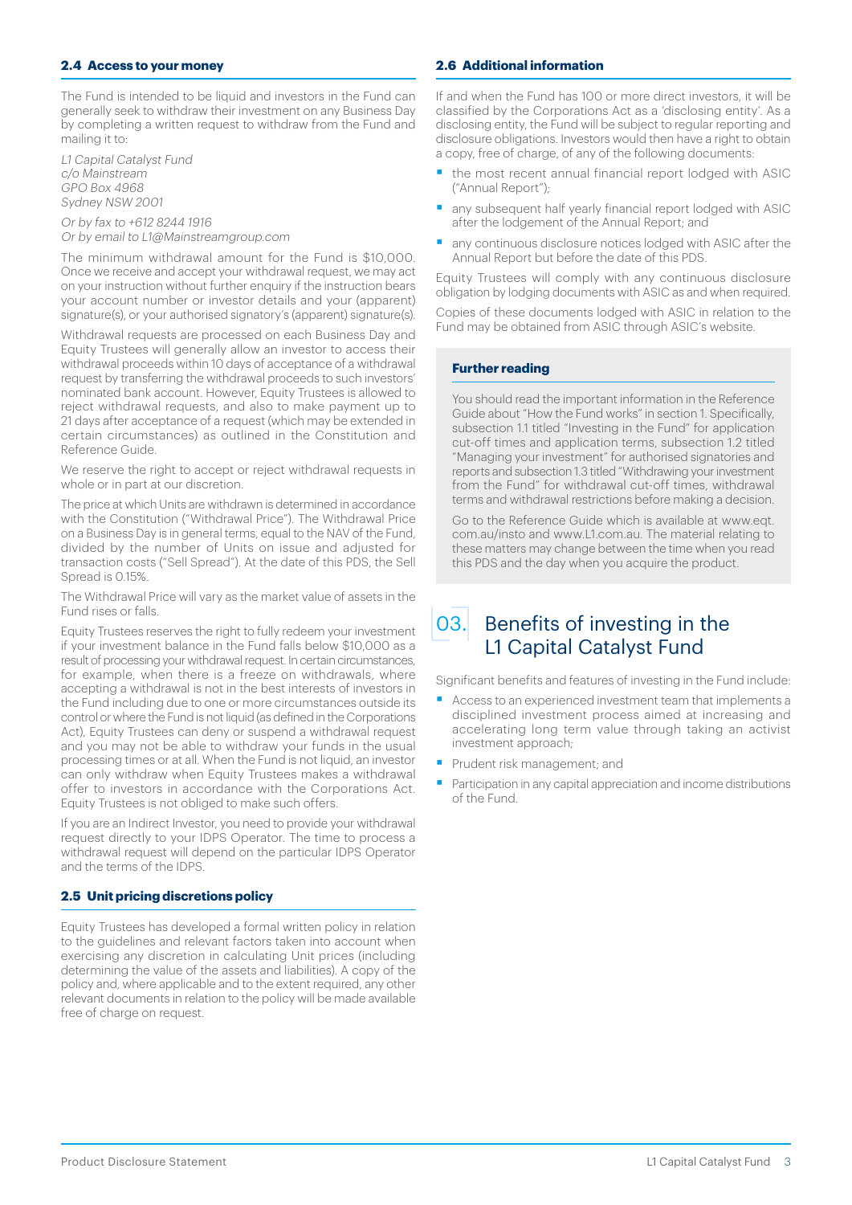### 2.4 Access to your money

The Fund is intended to be liquid and investors in the Fund can generally seek to withdraw their investment on any Business Day by completing a written request to withdraw from the Fund and mailing it to:

*L1 Capital Catalyst Fund*
*c/o Mainstream*
*GPO Box 4968*
*Sydney NSW 2001*

*Or by fax to +612 8244 1916*
*Or by email to L1@Mainstreamgroup.com*

The minimum withdrawal amount for the Fund is $10,000. Once we receive and accept your withdrawal request, we may act on your instruction without further enquiry if the instruction bears your account number or investor details and your (apparent) signature(s), or your authorised signatory's (apparent) signature(s).

Withdrawal requests are processed on each Business Day and Equity Trustees will generally allow an investor to access their withdrawal proceeds within 10 days of acceptance of a withdrawal request by transferring the withdrawal proceeds to such investors' nominated bank account. However, Equity Trustees is allowed to reject withdrawal requests, and also to make payment up to 21 days after acceptance of a request (which may be extended in certain circumstances) as outlined in the Constitution and Reference Guide.

We reserve the right to accept or reject withdrawal requests in whole or in part at our discretion.

The price at which Units are withdrawn is determined in accordance with the Constitution ("Withdrawal Price"). The Withdrawal Price on a Business Day is in general terms, equal to the NAV of the Fund, divided by the number of Units on issue and adjusted for transaction costs ("Sell Spread"). At the date of this PDS, the Sell Spread is 0.15%.

The Withdrawal Price will vary as the market value of assets in the Fund rises or falls.

Equity Trustees reserves the right to fully redeem your investment if your investment balance in the Fund falls below $10,000 as a result of processing your withdrawal request. In certain circumstances, for example, when there is a freeze on withdrawals, where accepting a withdrawal is not in the best interests of investors in the Fund including due to one or more circumstances outside its control or where the Fund is not liquid (as defined in the Corporations Act), Equity Trustees can deny or suspend a withdrawal request and you may not be able to withdraw your funds in the usual processing times or at all. When the Fund is not liquid, an investor can only withdraw when Equity Trustees makes a withdrawal offer to investors in accordance with the Corporations Act. Equity Trustees is not obliged to make such offers.

If you are an Indirect Investor, you need to provide your withdrawal request directly to your IDPS Operator. The time to process a withdrawal request will depend on the particular IDPS Operator and the terms of the IDPS.

### 2.5 Unit pricing discretions policy

Equity Trustees has developed a formal written policy in relation to the guidelines and relevant factors taken into account when exercising any discretion in calculating Unit prices (including determining the value of the assets and liabilities). A copy of the policy and, where applicable and to the extent required, any other relevant documents in relation to the policy will be made available free of charge on request.

### 2.6 Additional information

If and when the Fund has 100 or more direct investors, it will be classified by the Corporations Act as a 'disclosing entity'. As a disclosing entity, the Fund will be subject to regular reporting and disclosure obligations. Investors would then have a right to obtain a copy, free of charge, of any of the following documents:

- the most recent annual financial report lodged with ASIC ("Annual Report");
- any subsequent half yearly financial report lodged with ASIC after the lodgement of the Annual Report; and
- any continuous disclosure notices lodged with ASIC after the Annual Report but before the date of this PDS.

Equity Trustees will comply with any continuous disclosure obligation by lodging documents with ASIC as and when required.

Copies of these documents lodged with ASIC in relation to the Fund may be obtained from ASIC through ASIC's website.

**Further reading**

You should read the important information in the Reference Guide about "How the Fund works" in section 1. Specifically, subsection 1.1 titled "Investing in the Fund" for application cut-off times and application terms, subsection 1.2 titled "Managing your investment" for authorised signatories and reports and subsection 1.3 titled "Withdrawing your investment from the Fund" for withdrawal cut-off times, withdrawal terms and withdrawal restrictions before making a decision.

Go to the Reference Guide which is available at www.eqt.com.au/insto and www.L1.com.au. The material relating to these matters may change between the time when you read this PDS and the day when you acquire the product.

## 03. Benefits of investing in the L1 Capital Catalyst Fund

Significant benefits and features of investing in the Fund include:

- Access to an experienced investment team that implements a disciplined investment process aimed at increasing and accelerating long term value through taking an activist investment approach;
- Prudent risk management; and
- Participation in any capital appreciation and income distributions of the Fund.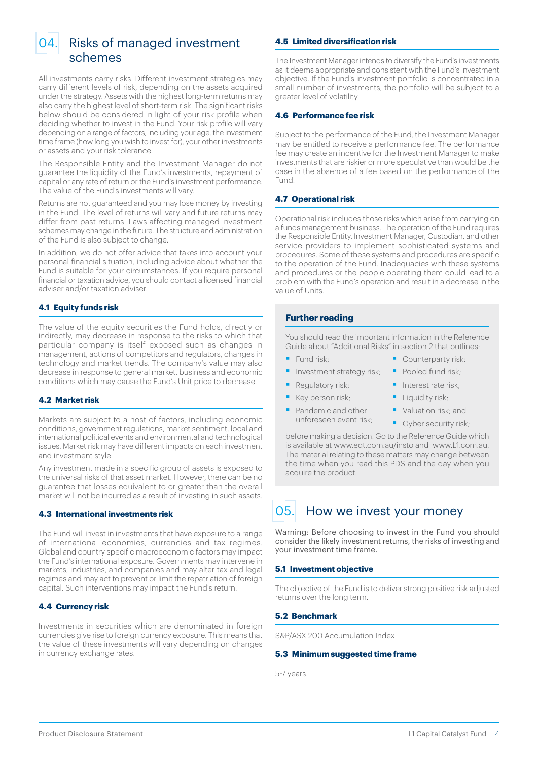## 04. Risks of managed investment schemes

All investments carry risks. Different investment strategies may carry different levels of risk, depending on the assets acquired under the strategy. Assets with the highest long-term returns may also carry the highest level of short-term risk. The significant risks below should be considered in light of your risk profile when deciding whether to invest in the Fund. Your risk profile will vary depending on a range of factors, including your age, the investment time frame (how long you wish to invest for), your other investments or assets and your risk tolerance.

The Responsible Entity and the Investment Manager do not guarantee the liquidity of the Fund's investments, repayment of capital or any rate of return or the Fund's investment performance. The value of the Fund's investments will vary.

Returns are not guaranteed and you may lose money by investing in the Fund. The level of returns will vary and future returns may differ from past returns. Laws affecting managed investment schemes may change in the future. The structure and administration of the Fund is also subject to change.

In addition, we do not offer advice that takes into account your personal financial situation, including advice about whether the Fund is suitable for your circumstances. If you require personal financial or taxation advice, you should contact a licensed financial adviser and/or taxation adviser.

### 4.1 Equity funds risk

The value of the equity securities the Fund holds, directly or indirectly, may decrease in response to the risks to which that particular company is itself exposed such as changes in management, actions of competitors and regulators, changes in technology and market trends. The company's value may also decrease in response to general market, business and economic conditions which may cause the Fund's Unit price to decrease.

### 4.2 Market risk

Markets are subject to a host of factors, including economic conditions, government regulations, market sentiment, local and international political events and environmental and technological issues. Market risk may have different impacts on each investment and investment style.

Any investment made in a specific group of assets is exposed to the universal risks of that asset market. However, there can be no guarantee that losses equivalent to or greater than the overall market will not be incurred as a result of investing in such assets.

### 4.3 International investments risk

The Fund will invest in investments that have exposure to a range of international economies, currencies and tax regimes. Global and country specific macroeconomic factors may impact the Fund's international exposure. Governments may intervene in markets, industries, and companies and may alter tax and legal regimes and may act to prevent or limit the repatriation of foreign capital. Such interventions may impact the Fund's return.

### 4.4 Currency risk

Investments in securities which are denominated in foreign currencies give rise to foreign currency exposure. This means that the value of these investments will vary depending on changes in currency exchange rates.

### 4.5 Limited diversification risk

The Investment Manager intends to diversify the Fund's investments as it deems appropriate and consistent with the Fund's investment objective. If the Fund's investment portfolio is concentrated in a small number of investments, the portfolio will be subject to a greater level of volatility.

### 4.6 Performance fee risk

Subject to the performance of the Fund, the Investment Manager may be entitled to receive a performance fee. The performance fee may create an incentive for the Investment Manager to make investments that are riskier or more speculative than would be the case in the absence of a fee based on the performance of the Fund.

### 4.7 Operational risk

Operational risk includes those risks which arise from carrying on a funds management business. The operation of the Fund requires the Responsible Entity, Investment Manager, Custodian, and other service providers to implement sophisticated systems and procedures. Some of these systems and procedures are specific to the operation of the Fund. Inadequacies with these systems and procedures or the people operating them could lead to a problem with the Fund's operation and result in a decrease in the value of Units.

### Further reading

You should read the important information in the Reference Guide about "Additional Risks" in section 2 that outlines:

- Fund risk;
- Investment strategy risk;
- Regulatory risk;
- Key person risk;
- Pandemic and other unforeseen event risk;
- Counterparty risk;
- Pooled fund risk;
- Interest rate risk;
- Liquidity risk;
- Valuation risk; and
- Cyber security risk;

before making a decision. Go to the Reference Guide which is available at www.eqt.com.au/insto and www.L1.com.au. The material relating to these matters may change between the time when you read this PDS and the day when you acquire the product.

## 05. How we invest your money

Warning: Before choosing to invest in the Fund you should consider the likely investment returns, the risks of investing and your investment time frame.

### 5.1 Investment objective

The objective of the Fund is to deliver strong positive risk adjusted returns over the long term.

### 5.2 Benchmark

S&P/ASX 200 Accumulation Index.

### 5.3 Minimum suggested time frame

5-7 years.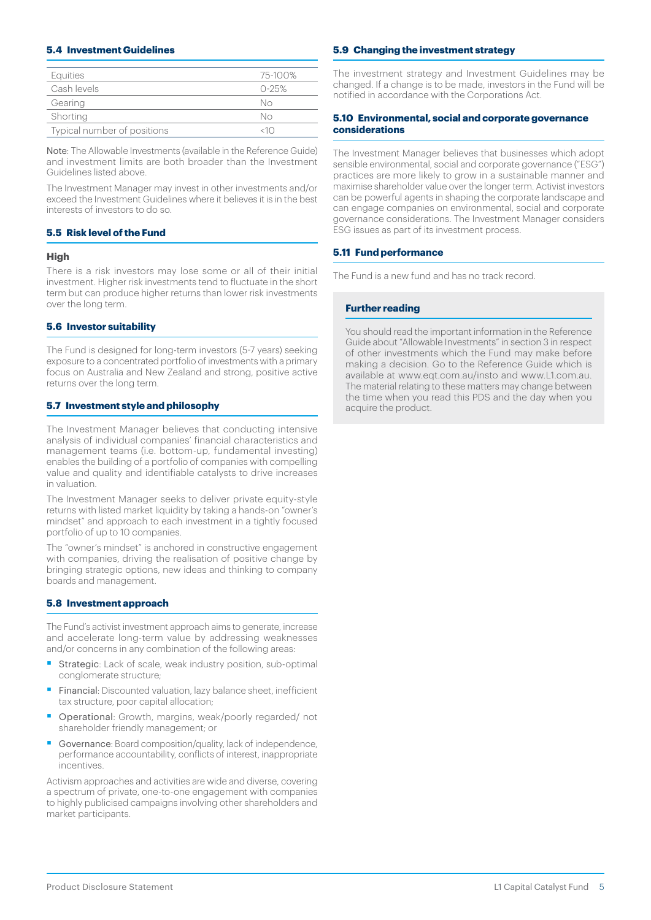### 5.4 Investment Guidelines

| | |
|---|---|
| Equities | 75-100% |
| Cash levels | 0-25% |
| Gearing | No |
| Shorting | No |
| Typical number of positions | <10 |

Note: The Allowable Investments (available in the Reference Guide) and investment limits are both broader than the Investment Guidelines listed above.

The Investment Manager may invest in other investments and/or exceed the Investment Guidelines where it believes it is in the best interests of investors to do so.

### 5.5 Risk level of the Fund

**High**

There is a risk investors may lose some or all of their initial investment. Higher risk investments tend to fluctuate in the short term but can produce higher returns than lower risk investments over the long term.

### 5.6 Investor suitability

The Fund is designed for long-term investors (5-7 years) seeking exposure to a concentrated portfolio of investments with a primary focus on Australia and New Zealand and strong, positive active returns over the long term.

### 5.7 Investment style and philosophy

The Investment Manager believes that conducting intensive analysis of individual companies' financial characteristics and management teams (i.e. bottom-up, fundamental investing) enables the building of a portfolio of companies with compelling value and quality and identifiable catalysts to drive increases in valuation.

The Investment Manager seeks to deliver private equity-style returns with listed market liquidity by taking a hands-on "owner's mindset" and approach to each investment in a tightly focused portfolio of up to 10 companies.

The "owner's mindset" is anchored in constructive engagement with companies, driving the realisation of positive change by bringing strategic options, new ideas and thinking to company boards and management.

### 5.8 Investment approach

The Fund's activist investment approach aims to generate, increase and accelerate long-term value by addressing weaknesses and/or concerns in any combination of the following areas:

- Strategic: Lack of scale, weak industry position, sub-optimal conglomerate structure;
- Financial: Discounted valuation, lazy balance sheet, inefficient tax structure, poor capital allocation;
- Operational: Growth, margins, weak/poorly regarded/ not shareholder friendly management; or
- Governance: Board composition/quality, lack of independence, performance accountability, conflicts of interest, inappropriate incentives.

Activism approaches and activities are wide and diverse, covering a spectrum of private, one-to-one engagement with companies to highly publicised campaigns involving other shareholders and market participants.

### 5.9 Changing the investment strategy

The investment strategy and Investment Guidelines may be changed. If a change is to be made, investors in the Fund will be notified in accordance with the Corporations Act.

### 5.10 Environmental, social and corporate governance considerations

The Investment Manager believes that businesses which adopt sensible environmental, social and corporate governance ("ESG") practices are more likely to grow in a sustainable manner and maximise shareholder value over the longer term. Activist investors can be powerful agents in shaping the corporate landscape and can engage companies on environmental, social and corporate governance considerations. The Investment Manager considers ESG issues as part of its investment process.

### 5.11 Fund performance

The Fund is a new fund and has no track record.

**Further reading**

You should read the important information in the Reference Guide about "Allowable Investments" in section 3 in respect of other investments which the Fund may make before making a decision. Go to the Reference Guide which is available at www.eqt.com.au/insto and www.L1.com.au. The material relating to these matters may change between the time when you read this PDS and the day when you acquire the product.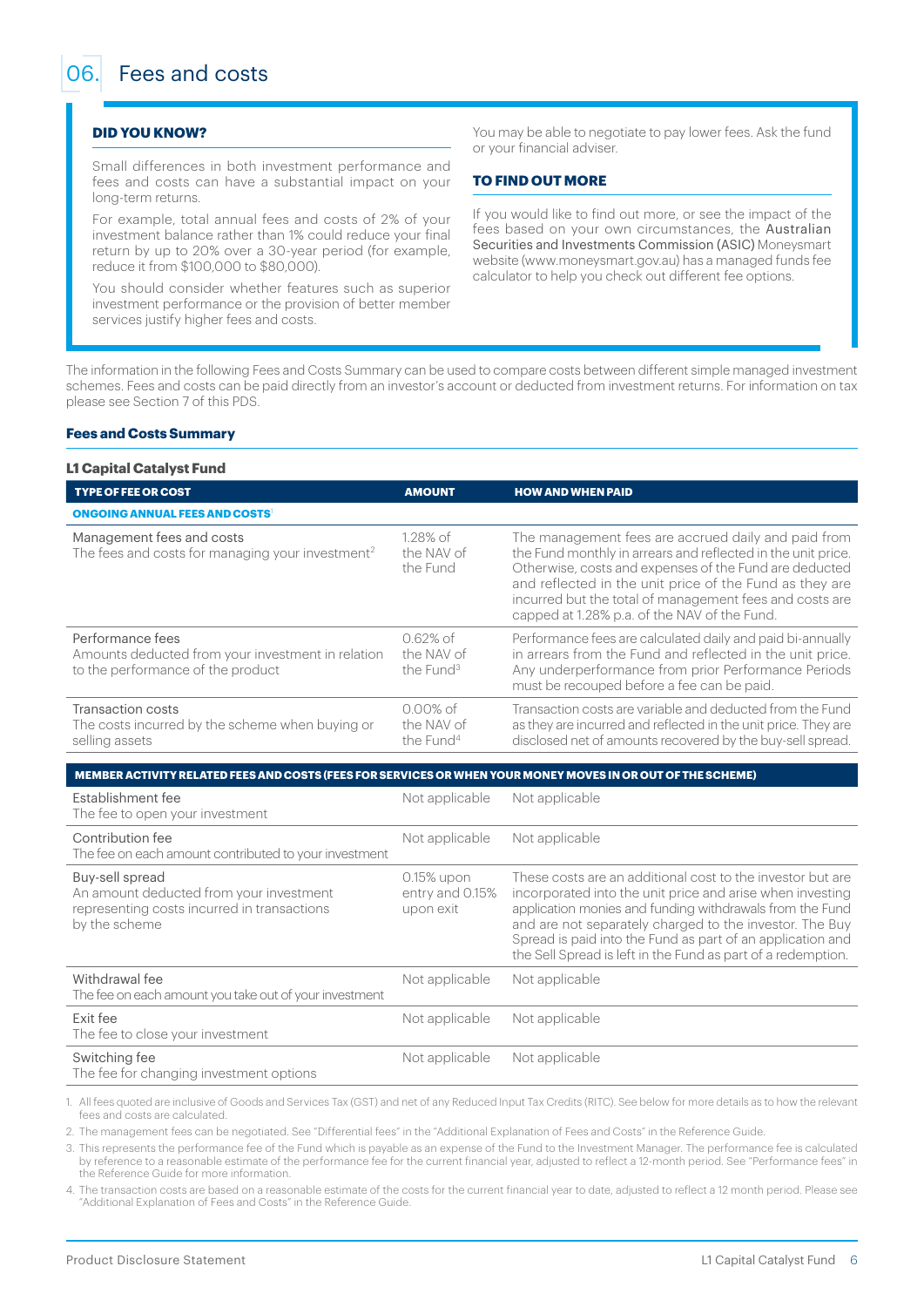# 06. Fees and costs

**DID YOU KNOW?**

Small differences in both investment performance and fees and costs can have a substantial impact on your long-term returns.

For example, total annual fees and costs of 2% of your investment balance rather than 1% could reduce your final return by up to 20% over a 30-year period (for example, reduce it from $100,000 to $80,000).

You should consider whether features such as superior investment performance or the provision of better member services justify higher fees and costs.

You may be able to negotiate to pay lower fees. Ask the fund or your financial adviser.

**TO FIND OUT MORE**

If you would like to find out more, or see the impact of the fees based on your own circumstances, the Australian Securities and Investments Commission (ASIC) Moneysmart website (www.moneysmart.gov.au) has a managed funds fee calculator to help you check out different fee options.

The information in the following Fees and Costs Summary can be used to compare costs between different simple managed investment schemes. Fees and costs can be paid directly from an investor's account or deducted from investment returns. For information on tax please see Section 7 of this PDS.

**Fees and Costs Summary**

**L1 Capital Catalyst Fund**

| TYPE OF FEE OR COST | AMOUNT | HOW AND WHEN PAID |
|---|---|---|
| **ONGOING ANNUAL FEES AND COSTS**[1] | | |
| Management fees and costs<br>The fees and costs for managing your investment[2] | 1.28% of the NAV of the Fund | The management fees are accrued daily and paid from the Fund monthly in arrears and reflected in the unit price. Otherwise, costs and expenses of the Fund are deducted and reflected in the unit price of the Fund as they are incurred but the total of management fees and costs are capped at 1.28% p.a. of the NAV of the Fund. |
| Performance fees<br>Amounts deducted from your investment in relation to the performance of the product | 0.62% of the NAV of the Fund[3] | Performance fees are calculated daily and paid bi-annually in arrears from the Fund and reflected in the unit price. Any underperformance from prior Performance Periods must be recouped before a fee can be paid. |
| Transaction costs<br>The costs incurred by the scheme when buying or selling assets | 0.00% of the NAV of the Fund[4] | Transaction costs are variable and deducted from the Fund as they are incurred and reflected in the unit price. They are disclosed net of amounts recovered by the buy-sell spread. |
| **MEMBER ACTIVITY RELATED FEES AND COSTS (FEES FOR SERVICES OR WHEN YOUR MONEY MOVES IN OR OUT OF THE SCHEME)** | | |
| Establishment fee<br>The fee to open your investment | Not applicable | Not applicable |
| Contribution fee<br>The fee on each amount contributed to your investment | Not applicable | Not applicable |
| Buy-sell spread<br>An amount deducted from your investment representing costs incurred in transactions by the scheme | 0.15% upon entry and 0.15% upon exit | These costs are an additional cost to the investor but are incorporated into the unit price and arise when investing application monies and funding withdrawals from the Fund and are not separately charged to the investor. The Buy Spread is paid into the Fund as part of an application and the Sell Spread is left in the Fund as part of a redemption. |
| Withdrawal fee<br>The fee on each amount you take out of your investment | Not applicable | Not applicable |
| Exit fee<br>The fee to close your investment | Not applicable | Not applicable |
| Switching fee<br>The fee for changing investment options | Not applicable | Not applicable |

1. All fees quoted are inclusive of Goods and Services Tax (GST) and net of any Reduced Input Tax Credits (RITC). See below for more details as to how the relevant fees and costs are calculated.
2. The management fees can be negotiated. See "Differential fees" in the "Additional Explanation of Fees and Costs" in the Reference Guide.
3. This represents the performance fee of the Fund which is payable as an expense of the Fund to the Investment Manager. The performance fee is calculated by reference to a reasonable estimate of the performance fee for the current financial year, adjusted to reflect a 12-month period. See "Performance fees" in the Reference Guide for more information.
4. The transaction costs are based on a reasonable estimate of the costs for the current financial year to date, adjusted to reflect a 12 month period. Please see "Additional Explanation of Fees and Costs" in the Reference Guide.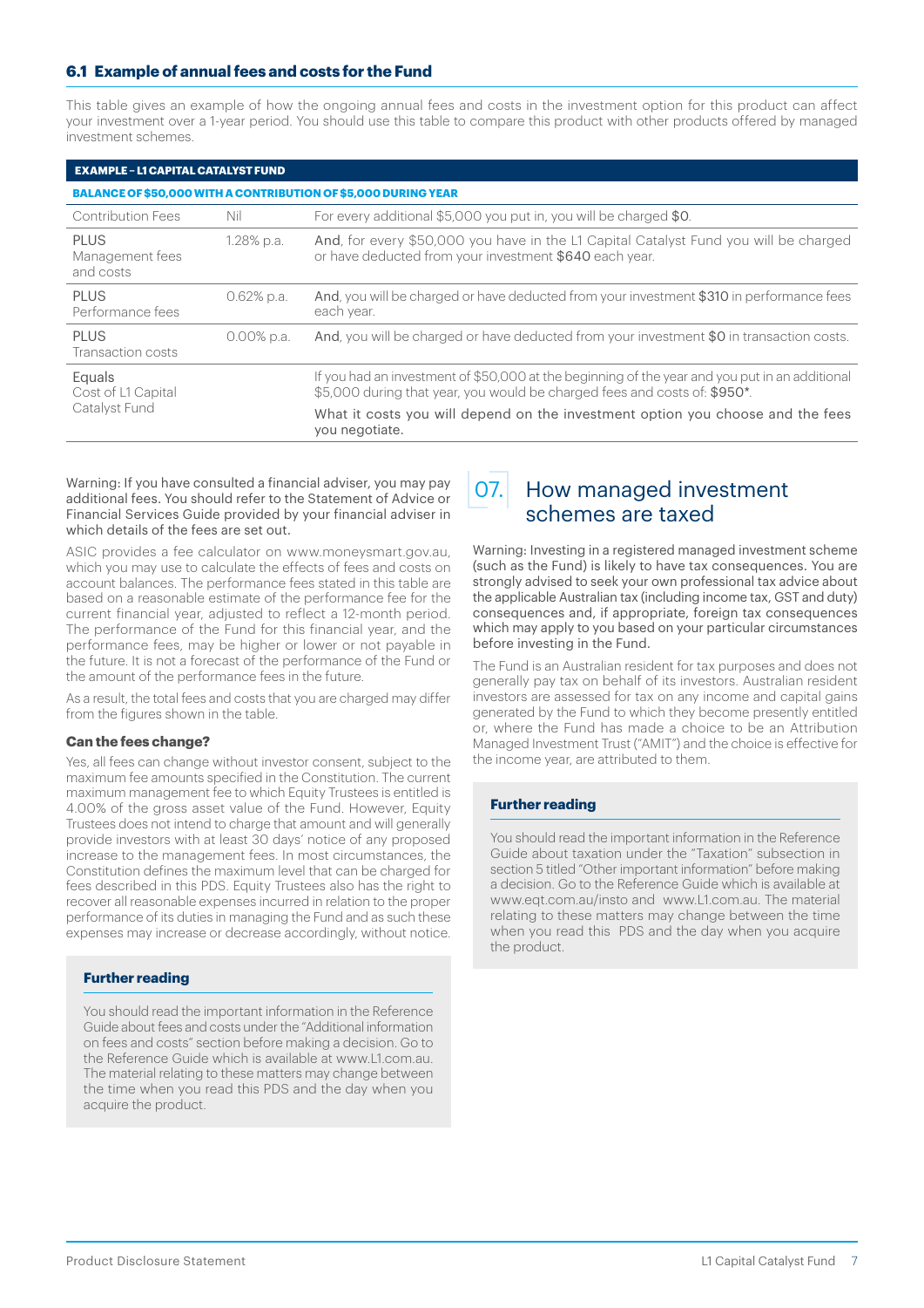### 6.1 Example of annual fees and costs for the Fund

This table gives an example of how the ongoing annual fees and costs in the investment option for this product can affect your investment over a 1-year period. You should use this table to compare this product with other products offered by managed investment schemes.

| EXAMPLE – L1 CAPITAL CATALYST FUND | | |
|---|---|---|
| **BALANCE OF $50,000 WITH A CONTRIBUTION OF $5,000 DURING YEAR** | | |
| Contribution Fees | Nil | For every additional $5,000 you put in, you will be charged $0. |
| PLUS Management fees and costs | 1.28% p.a. | And, for every $50,000 you have in the L1 Capital Catalyst Fund you will be charged or have deducted from your investment $640 each year. |
| PLUS Performance fees | 0.62% p.a. | And, you will be charged or have deducted from your investment $310 in performance fees each year. |
| PLUS Transaction costs | 0.00% p.a. | And, you will be charged or have deducted from your investment $0 in transaction costs. |
| Equals Cost of L1 Capital Catalyst Fund | | If you had an investment of $50,000 at the beginning of the year and you put in an additional $5,000 during that year, you would be charged fees and costs of: $950*. What it costs you will depend on the investment option you choose and the fees you negotiate. |

Warning: If you have consulted a financial adviser, you may pay additional fees. You should refer to the Statement of Advice or Financial Services Guide provided by your financial adviser in which details of the fees are set out.

ASIC provides a fee calculator on www.moneysmart.gov.au, which you may use to calculate the effects of fees and costs on account balances. The performance fees stated in this table are based on a reasonable estimate of the performance fee for the current financial year, adjusted to reflect a 12-month period. The performance of the Fund for this financial year, and the performance fees, may be higher or lower or not payable in the future. It is not a forecast of the performance of the Fund or the amount of the performance fees in the future.

As a result, the total fees and costs that you are charged may differ from the figures shown in the table.

#### Can the fees change?

Yes, all fees can change without investor consent, subject to the maximum fee amounts specified in the Constitution. The current maximum management fee to which Equity Trustees is entitled is 4.00% of the gross asset value of the Fund. However, Equity Trustees does not intend to charge that amount and will generally provide investors with at least 30 days' notice of any proposed increase to the management fees. In most circumstances, the Constitution defines the maximum level that can be charged for fees described in this PDS. Equity Trustees also has the right to recover all reasonable expenses incurred in relation to the proper performance of its duties in managing the Fund and as such these expenses may increase or decrease accordingly, without notice.

#### Further reading

You should read the important information in the Reference Guide about fees and costs under the "Additional information on fees and costs" section before making a decision. Go to the Reference Guide which is available at www.L1.com.au. The material relating to these matters may change between the time when you read this PDS and the day when you acquire the product.

## 07. How managed investment schemes are taxed

Warning: Investing in a registered managed investment scheme (such as the Fund) is likely to have tax consequences. You are strongly advised to seek your own professional tax advice about the applicable Australian tax (including income tax, GST and duty) consequences and, if appropriate, foreign tax consequences which may apply to you based on your particular circumstances before investing in the Fund.

The Fund is an Australian resident for tax purposes and does not generally pay tax on behalf of its investors. Australian resident investors are assessed for tax on any income and capital gains generated by the Fund to which they become presently entitled or, where the Fund has made a choice to be an Attribution Managed Investment Trust ("AMIT") and the choice is effective for the income year, are attributed to them.

#### Further reading

You should read the important information in the Reference Guide about taxation under the "Taxation" subsection in section 5 titled "Other important information" before making a decision. Go to the Reference Guide which is available at www.eqt.com.au/insto and www.L1.com.au. The material relating to these matters may change between the time when you read this PDS and the day when you acquire the product.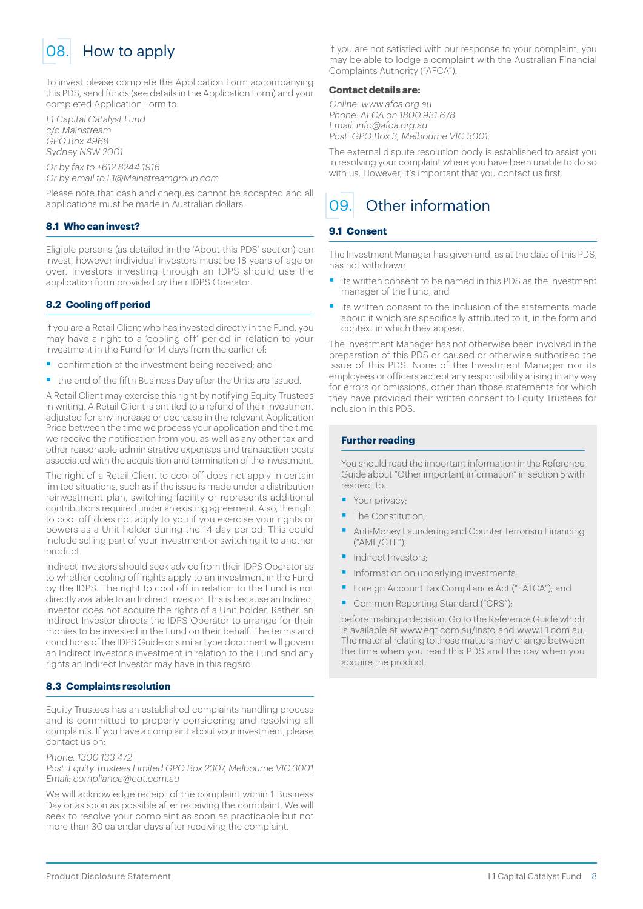# 08. How to apply

To invest please complete the Application Form accompanying this PDS, send funds (see details in the Application Form) and your completed Application Form to:

*L1 Capital Catalyst Fund*
*c/o Mainstream*
*GPO Box 4968*
*Sydney NSW 2001*

*Or by fax to +612 8244 1916*
*Or by email to L1@Mainstreamgroup.com*

Please note that cash and cheques cannot be accepted and all applications must be made in Australian dollars.

### 8.1 Who can invest?

Eligible persons (as detailed in the 'About this PDS' section) can invest, however individual investors must be 18 years of age or over. Investors investing through an IDPS should use the application form provided by their IDPS Operator.

### 8.2 Cooling off period

If you are a Retail Client who has invested directly in the Fund, you may have a right to a 'cooling off' period in relation to your investment in the Fund for 14 days from the earlier of:

- confirmation of the investment being received; and
- the end of the fifth Business Day after the Units are issued.

A Retail Client may exercise this right by notifying Equity Trustees in writing. A Retail Client is entitled to a refund of their investment adjusted for any increase or decrease in the relevant Application Price between the time we process your application and the time we receive the notification from you, as well as any other tax and other reasonable administrative expenses and transaction costs associated with the acquisition and termination of the investment.

The right of a Retail Client to cool off does not apply in certain limited situations, such as if the issue is made under a distribution reinvestment plan, switching facility or represents additional contributions required under an existing agreement. Also, the right to cool off does not apply to you if you exercise your rights or powers as a Unit holder during the 14 day period. This could include selling part of your investment or switching it to another product.

Indirect Investors should seek advice from their IDPS Operator as to whether cooling off rights apply to an investment in the Fund by the IDPS. The right to cool off in relation to the Fund is not directly available to an Indirect Investor. This is because an Indirect Investor does not acquire the rights of a Unit holder. Rather, an Indirect Investor directs the IDPS Operator to arrange for their monies to be invested in the Fund on their behalf. The terms and conditions of the IDPS Guide or similar type document will govern an Indirect Investor's investment in relation to the Fund and any rights an Indirect Investor may have in this regard.

### 8.3 Complaints resolution

Equity Trustees has an established complaints handling process and is committed to properly considering and resolving all complaints. If you have a complaint about your investment, please contact us on:

*Phone: 1300 133 472*
*Post: Equity Trustees Limited GPO Box 2307, Melbourne VIC 3001*
*Email: compliance@eqt.com.au*

We will acknowledge receipt of the complaint within 1 Business Day or as soon as possible after receiving the complaint. We will seek to resolve your complaint as soon as practicable but not more than 30 calendar days after receiving the complaint.

If you are not satisfied with our response to your complaint, you may be able to lodge a complaint with the Australian Financial Complaints Authority ("AFCA").

**Contact details are:**

*Online: www.afca.org.au*
*Phone: AFCA on 1800 931 678*
*Email: info@afca.org.au*
*Post: GPO Box 3, Melbourne VIC 3001.*

The external dispute resolution body is established to assist you in resolving your complaint where you have been unable to do so with us. However, it's important that you contact us first.

# 09. Other information

### 9.1 Consent

The Investment Manager has given and, as at the date of this PDS, has not withdrawn:

- its written consent to be named in this PDS as the investment manager of the Fund; and
- its written consent to the inclusion of the statements made about it which are specifically attributed to it, in the form and context in which they appear.

The Investment Manager has not otherwise been involved in the preparation of this PDS or caused or otherwise authorised the issue of this PDS. None of the Investment Manager nor its employees or officers accept any responsibility arising in any way for errors or omissions, other than those statements for which they have provided their written consent to Equity Trustees for inclusion in this PDS.

**Further reading**

You should read the important information in the Reference Guide about "Other important information" in section 5 with respect to:

- Your privacy;
- The Constitution;
- Anti-Money Laundering and Counter Terrorism Financing ("AML/CTF");
- Indirect Investors;
- Information on underlying investments;
- Foreign Account Tax Compliance Act ("FATCA"); and
- Common Reporting Standard ("CRS");

before making a decision. Go to the Reference Guide which is available at www.eqt.com.au/insto and www.L1.com.au. The material relating to these matters may change between the time when you read this PDS and the day when you acquire the product.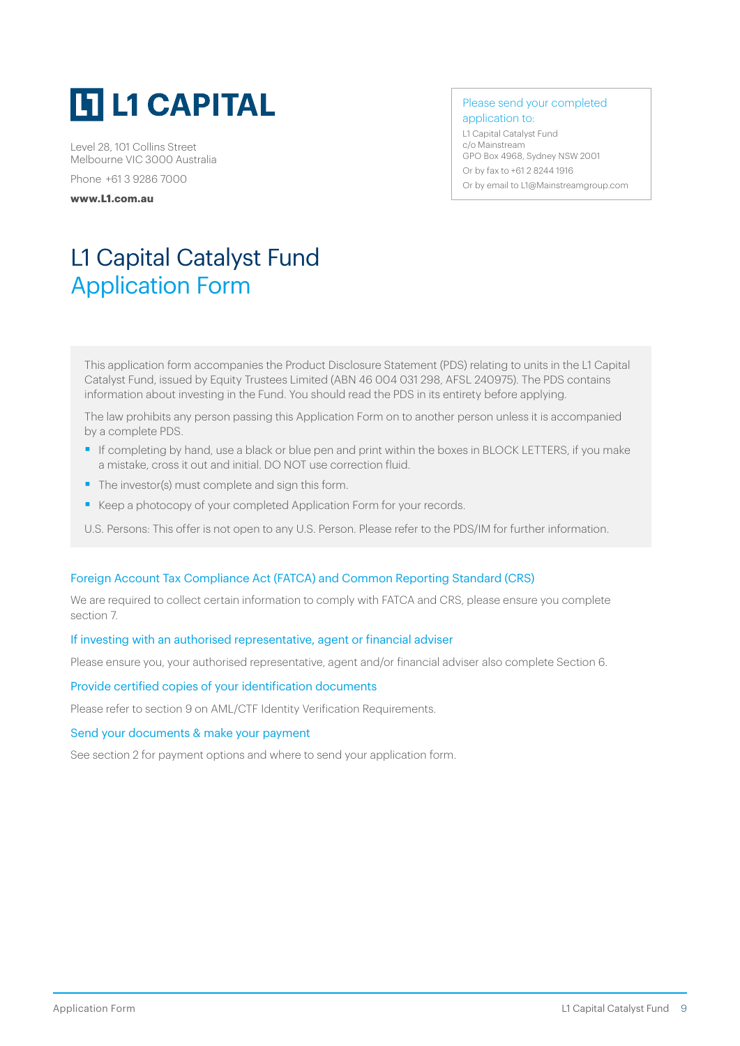# L1 CAPITAL

Level 28, 101 Collins Street
Melbourne VIC 3000 Australia

Phone +61 3 9286 7000

**www.L1.com.au**

Please send your completed application to:

L1 Capital Catalyst Fund
c/o Mainstream
GPO Box 4968, Sydney NSW 2001

Or by fax to +61 2 8244 1916

Or by email to L1@Mainstreamgroup.com

# L1 Capital Catalyst Fund
## Application Form

This application form accompanies the Product Disclosure Statement (PDS) relating to units in the L1 Capital Catalyst Fund, issued by Equity Trustees Limited (ABN 46 004 031 298, AFSL 240975). The PDS contains information about investing in the Fund. You should read the PDS in its entirety before applying.

The law prohibits any person passing this Application Form on to another person unless it is accompanied by a complete PDS.

- If completing by hand, use a black or blue pen and print within the boxes in BLOCK LETTERS, if you make a mistake, cross it out and initial. DO NOT use correction fluid.
- The investor(s) must complete and sign this form.
- Keep a photocopy of your completed Application Form for your records.

U.S. Persons: This offer is not open to any U.S. Person. Please refer to the PDS/IM for further information.

### Foreign Account Tax Compliance Act (FATCA) and Common Reporting Standard (CRS)

We are required to collect certain information to comply with FATCA and CRS, please ensure you complete section 7.

### If investing with an authorised representative, agent or financial adviser

Please ensure you, your authorised representative, agent and/or financial adviser also complete Section 6.

### Provide certified copies of your identification documents

Please refer to section 9 on AML/CTF Identity Verification Requirements.

### Send your documents & make your payment

See section 2 for payment options and where to send your application form.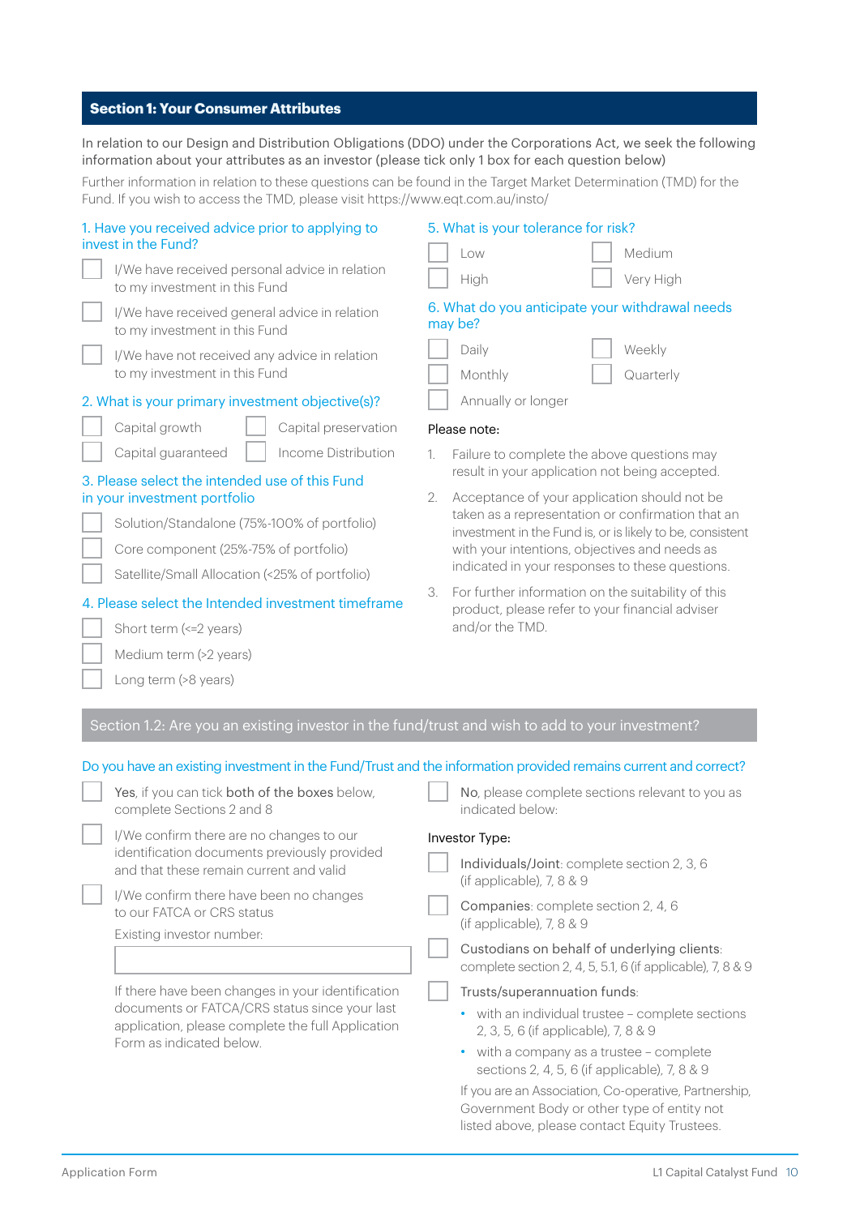## Section 1: Your Consumer Attributes

In relation to our Design and Distribution Obligations (DDO) under the Corporations Act, we seek the following information about your attributes as an investor (please tick only 1 box for each question below)

Further information in relation to these questions can be found in the Target Market Determination (TMD) for the Fund. If you wish to access the TMD, please visit https://www.eqt.com.au/insto/

**1. Have you received advice prior to applying to invest in the Fund?**

- ☐ I/We have received personal advice in relation to my investment in this Fund
- ☐ I/We have received general advice in relation to my investment in this Fund
- ☐ I/We have not received any advice in relation to my investment in this Fund

**2. What is your primary investment objective(s)?**

- ☐ Capital growth
- ☐ Capital preservation
- ☐ Capital guaranteed
- ☐ Income Distribution

**3. Please select the intended use of this Fund in your investment portfolio**

- ☐ Solution/Standalone (75%-100% of portfolio)
- ☐ Core component (25%-75% of portfolio)
- ☐ Satellite/Small Allocation (<25% of portfolio)

**4. Please select the Intended investment timeframe**

- ☐ Short term (<=2 years)
- ☐ Medium term (>2 years)
- ☐ Long term (>8 years)

**5. What is your tolerance for risk?**

- ☐ Low
- ☐ Medium
- ☐ High
- ☐ Very High

**6. What do you anticipate your withdrawal needs may be?**

- ☐ Daily
- ☐ Weekly
- ☐ Monthly
- ☐ Quarterly
- ☐ Annually or longer

Please note:

1. Failure to complete the above questions may result in your application not being accepted.
2. Acceptance of your application should not be taken as a representation or confirmation that an investment in the Fund is, or is likely to be, consistent with your intentions, objectives and needs as indicated in your responses to these questions.
3. For further information on the suitability of this product, please refer to your financial adviser and/or the TMD.

## Section 1.2: Are you an existing investor in the fund/trust and wish to add to your investment?

**Do you have an existing investment in the Fund/Trust and the information provided remains current and correct?**

- ☐ **Yes**, if you can tick **both of the boxes** below, complete Sections 2 and 8
- ☐ I/We confirm there are no changes to our identification documents previously provided and that these remain current and valid
- ☐ I/We confirm there have been no changes to our FATCA or CRS status

Existing investor number: ______________________

If there have been changes in your identification documents or FATCA/CRS status since your last application, please complete the full Application Form as indicated below.

- ☐ **No**, please complete sections relevant to you as indicated below:

Investor Type:

- ☐ **Individuals/Joint**: complete section 2, 3, 6 (if applicable), 7, 8 & 9
- ☐ **Companies**: complete section 2, 4, 6 (if applicable), 7, 8 & 9
- ☐ **Custodians on behalf of underlying clients**: complete section 2, 4, 5, 5.1, 6 (if applicable), 7, 8 & 9
- ☐ **Trusts/superannuation funds**:
  - with an individual trustee – complete sections 2, 3, 5, 6 (if applicable), 7, 8 & 9
  - with a company as a trustee – complete sections 2, 4, 5, 6 (if applicable), 7, 8 & 9

If you are an Association, Co-operative, Partnership, Government Body or other type of entity not listed above, please contact Equity Trustees.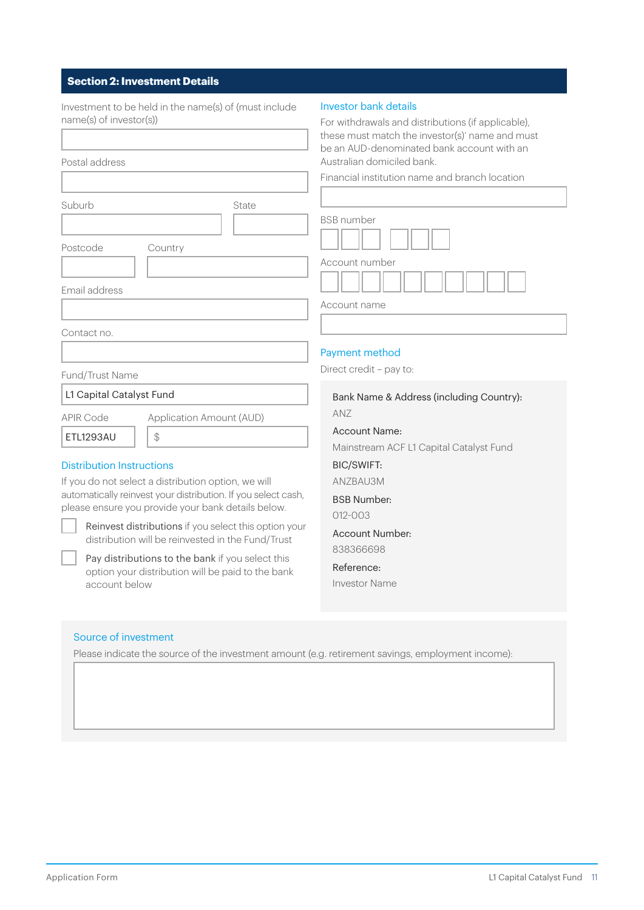## Section 2: Investment Details

Investment to be held in the name(s) of (must include name(s) of investor(s))

Postal address

Suburb

State

Postcode

Country

Email address

Contact no.

Fund/Trust Name

L1 Capital Catalyst Fund

APIR Code

ETL1293AU

Application Amount (AUD)

$

### Distribution Instructions

If you do not select a distribution option, we will automatically reinvest your distribution. If you select cash, please ensure you provide your bank details below.

☐ Reinvest distributions if you select this option your distribution will be reinvested in the Fund/Trust

☐ Pay distributions to the bank if you select this option your distribution will be paid to the bank account below

### Investor bank details

For withdrawals and distributions (if applicable), these must match the investor(s)' name and must be an AUD-denominated bank account with an Australian domiciled bank.

Financial institution name and branch location

BSB number

Account number

Account name

### Payment method

Direct credit – pay to:

**Bank Name & Address (including Country):**
ANZ

**Account Name:**
Mainstream ACF L1 Capital Catalyst Fund

**BIC/SWIFT:**
ANZBAU3M

**BSB Number:**
012-003

**Account Number:**
838366698

**Reference:**
Investor Name

### Source of investment

Please indicate the source of the investment amount (e.g. retirement savings, employment income):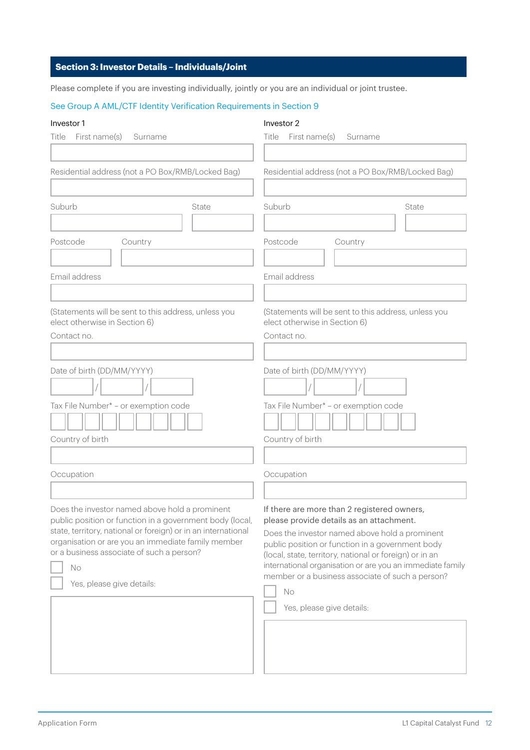## Section 3: Investor Details – Individuals/Joint

Please complete if you are investing individually, jointly or you are an individual or joint trustee.

See Group A AML/CTF Identity Verification Requirements in Section 9

### Investor 1

Title First name(s) Surname

Residential address (not a PO Box/RMB/Locked Bag)

Suburb State

Postcode Country

Email address

(Statements will be sent to this address, unless you elect otherwise in Section 6)

Contact no.

Date of birth (DD/MM/YYYY)

___ / ___ / ___

Tax File Number* – or exemption code

Country of birth

Occupation

Does the investor named above hold a prominent public position or function in a government body (local, state, territory, national or foreign) or in an international organisation or are you an immediate family member or a business associate of such a person?

☐ No

☐ Yes, please give details:

### Investor 2

Title First name(s) Surname

Residential address (not a PO Box/RMB/Locked Bag)

Suburb State

Postcode Country

Email address

(Statements will be sent to this address, unless you elect otherwise in Section 6)

Contact no.

Date of birth (DD/MM/YYYY)

___ / ___ / ___

Tax File Number* – or exemption code

Country of birth

Occupation

If there are more than 2 registered owners, please provide details as an attachment.

Does the investor named above hold a prominent public position or function in a government body (local, state, territory, national or foreign) or in an international organisation or are you an immediate family member or a business associate of such a person?

☐ No

☐ Yes, please give details: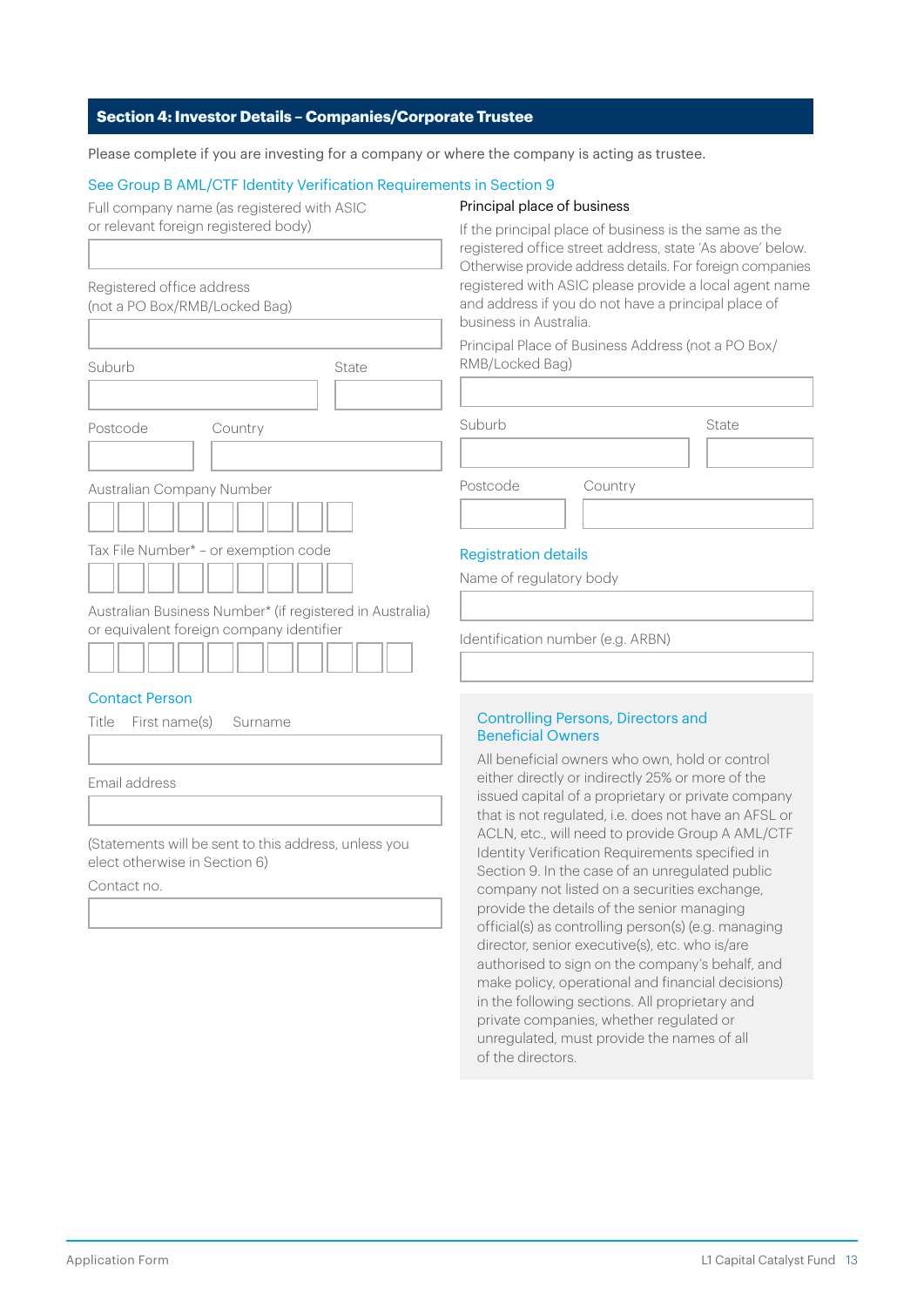## Section 4: Investor Details – Companies/Corporate Trustee

Please complete if you are investing for a company or where the company is acting as trustee.

See Group B AML/CTF Identity Verification Requirements in Section 9

Full company name (as registered with ASIC or relevant foreign registered body)

Registered office address (not a PO Box/RMB/Locked Bag)

Suburb

State

Postcode

Country

Australian Company Number

Tax File Number* – or exemption code

Australian Business Number* (if registered in Australia) or equivalent foreign company identifier

### Contact Person

Title First name(s) Surname

Email address

(Statements will be sent to this address, unless you elect otherwise in Section 6)

Contact no.

### Principal place of business

If the principal place of business is the same as the registered office street address, state 'As above' below. Otherwise provide address details. For foreign companies registered with ASIC please provide a local agent name and address if you do not have a principal place of business in Australia.

Principal Place of Business Address (not a PO Box/RMB/Locked Bag)

Suburb

State

Postcode

Country

### Registration details

Name of regulatory body

Identification number (e.g. ARBN)

### Controlling Persons, Directors and Beneficial Owners

All beneficial owners who own, hold or control either directly or indirectly 25% or more of the issued capital of a proprietary or private company that is not regulated, i.e. does not have an AFSL or ACLN, etc., will need to provide Group A AML/CTF Identity Verification Requirements specified in Section 9. In the case of an unregulated public company not listed on a securities exchange, provide the details of the senior managing official(s) as controlling person(s) (e.g. managing director, senior executive(s), etc. who is/are authorised to sign on the company's behalf, and make policy, operational and financial decisions) in the following sections. All proprietary and private companies, whether regulated or unregulated, must provide the names of all of the directors.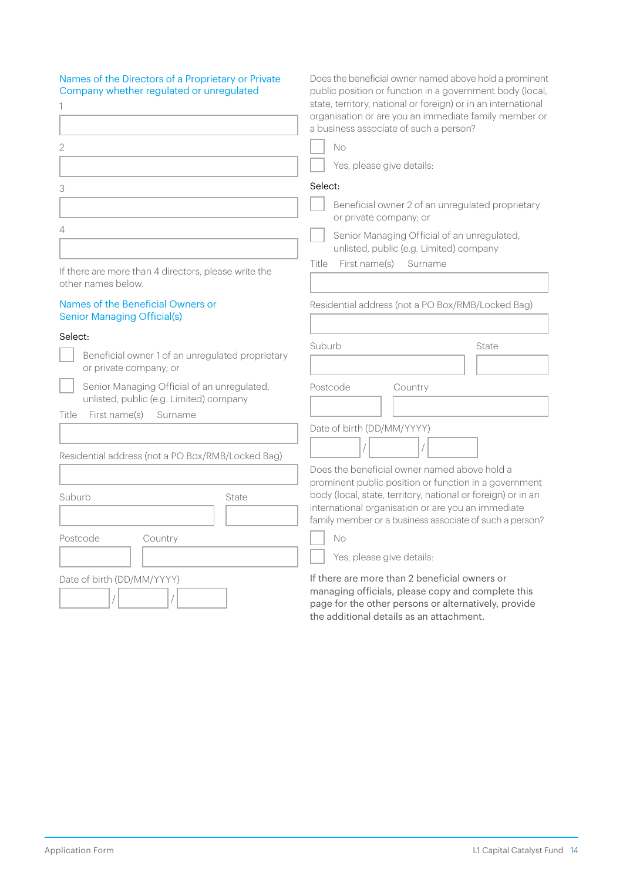## Names of the Directors of a Proprietary or Private Company whether regulated or unregulated

1

2

3

4

If there are more than 4 directors, please write the other names below.

## Names of the Beneficial Owners or Senior Managing Official(s)

Select:

☐ Beneficial owner 1 of an unregulated proprietary or private company; or

☐ Senior Managing Official of an unregulated, unlisted, public (e.g. Limited) company

Title First name(s) Surname

Residential address (not a PO Box/RMB/Locked Bag)

Suburb State

Postcode Country

Date of birth (DD/MM/YYYY)

/ /

Does the beneficial owner named above hold a prominent public position or function in a government body (local, state, territory, national or foreign) or in an international organisation or are you an immediate family member or a business associate of such a person?

☐ No

☐ Yes, please give details:

Select:

☐ Beneficial owner 2 of an unregulated proprietary or private company; or

☐ Senior Managing Official of an unregulated, unlisted, public (e.g. Limited) company

Title First name(s) Surname

Residential address (not a PO Box/RMB/Locked Bag)

Suburb State

Postcode Country

Date of birth (DD/MM/YYYY)

/ /

Does the beneficial owner named above hold a prominent public position or function in a government body (local, state, territory, national or foreign) or in an international organisation or are you an immediate family member or a business associate of such a person?

☐ No

☐ Yes, please give details:

If there are more than 2 beneficial owners or managing officials, please copy and complete this page for the other persons or alternatively, provide the additional details as an attachment.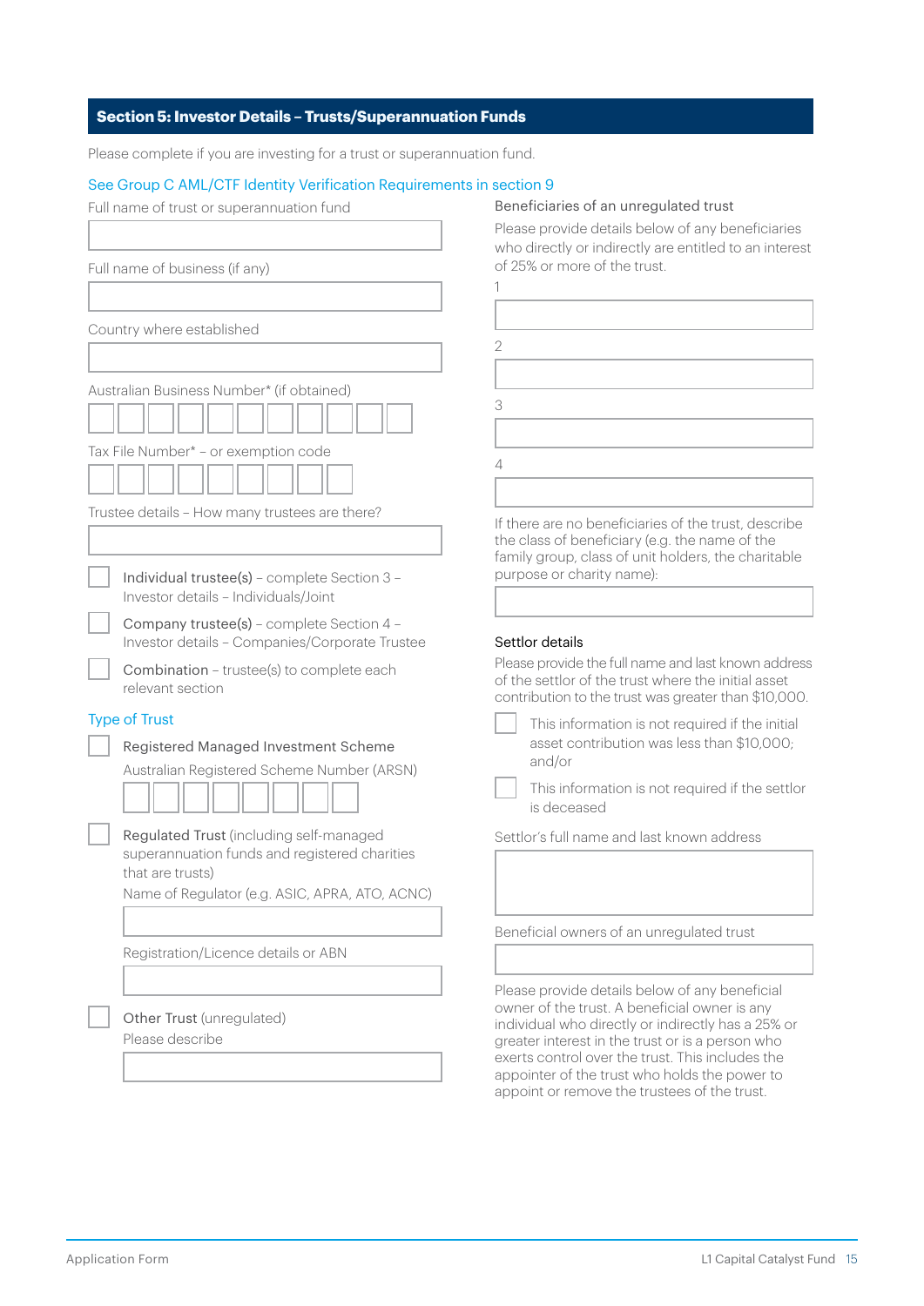## Section 5: Investor Details – Trusts/Superannuation Funds

Please complete if you are investing for a trust or superannuation fund.

See Group C AML/CTF Identity Verification Requirements in section 9

Full name of trust or superannuation fund

Full name of business (if any)

Country where established

Australian Business Number* (if obtained)

Tax File Number* – or exemption code

Trustee details – How many trustees are there?

☐ Individual trustee(s) – complete Section 3 – Investor details – Individuals/Joint

☐ Company trustee(s) – complete Section 4 – Investor details – Companies/Corporate Trustee

☐ Combination – trustee(s) to complete each relevant section

### Type of Trust

☐ Registered Managed Investment Scheme

Australian Registered Scheme Number (ARSN)

☐ Regulated Trust (including self-managed superannuation funds and registered charities that are trusts)

Name of Regulator (e.g. ASIC, APRA, ATO, ACNC)

Registration/Licence details or ABN

☐ Other Trust (unregulated)

Please describe

### Beneficiaries of an unregulated trust

Please provide details below of any beneficiaries who directly or indirectly are entitled to an interest of 25% or more of the trust.

1

2

3

4

If there are no beneficiaries of the trust, describe the class of beneficiary (e.g. the name of the family group, class of unit holders, the charitable purpose or charity name):

### Settlor details

Please provide the full name and last known address of the settlor of the trust where the initial asset contribution to the trust was greater than $10,000.

☐ This information is not required if the initial asset contribution was less than $10,000; and/or

☐ This information is not required if the settlor is deceased

Settlor's full name and last known address

Beneficial owners of an unregulated trust

Please provide details below of any beneficial owner of the trust. A beneficial owner is any individual who directly or indirectly has a 25% or greater interest in the trust or is a person who exerts control over the trust. This includes the appointer of the trust who holds the power to appoint or remove the trustees of the trust.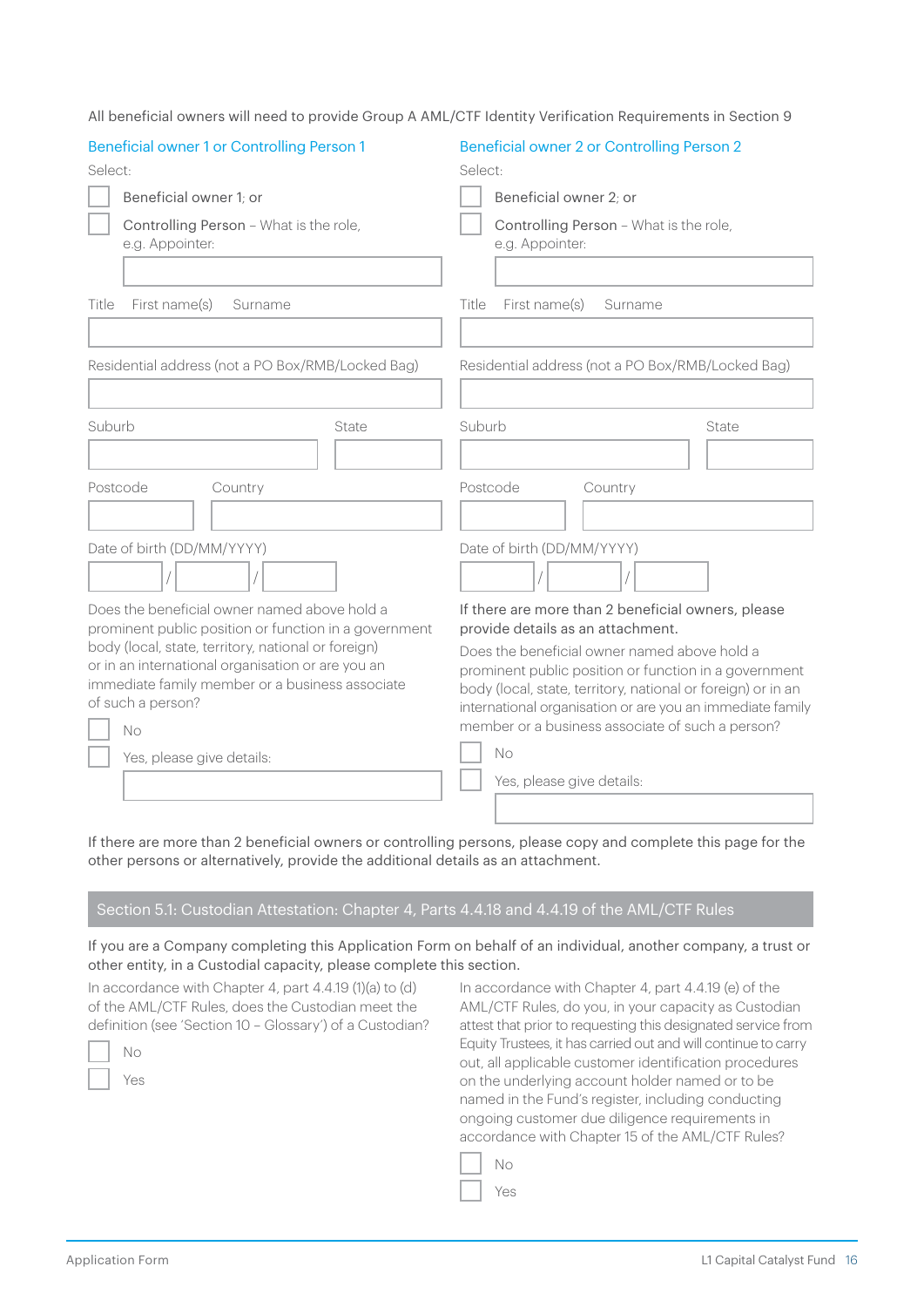All beneficial owners will need to provide Group A AML/CTF Identity Verification Requirements in Section 9

### Beneficial owner 1 or Controlling Person 1

Select:

☐ Beneficial owner 1; or

☐ Controlling Person – What is the role, e.g. Appointer:

Title First name(s) Surname

Residential address (not a PO Box/RMB/Locked Bag)

Suburb State

Postcode Country

Date of birth (DD/MM/YYYY)

/ /

Does the beneficial owner named above hold a prominent public position or function in a government body (local, state, territory, national or foreign) or in an international organisation or are you an immediate family member or a business associate of such a person?

☐ No

☐ Yes, please give details:

### Beneficial owner 2 or Controlling Person 2

Select:

☐ Beneficial owner 2; or

☐ Controlling Person – What is the role, e.g. Appointer:

Title First name(s) Surname

Residential address (not a PO Box/RMB/Locked Bag)

Suburb State

Postcode Country

Date of birth (DD/MM/YYYY)

/ /

If there are more than 2 beneficial owners, please provide details as an attachment.

Does the beneficial owner named above hold a prominent public position or function in a government body (local, state, territory, national or foreign) or in an international organisation or are you an immediate family member or a business associate of such a person?

☐ No

☐ Yes, please give details:

If there are more than 2 beneficial owners or controlling persons, please copy and complete this page for the other persons or alternatively, provide the additional details as an attachment.

## Section 5.1: Custodian Attestation: Chapter 4, Parts 4.4.18 and 4.4.19 of the AML/CTF Rules

If you are a Company completing this Application Form on behalf of an individual, another company, a trust or other entity, in a Custodial capacity, please complete this section.

In accordance with Chapter 4, part 4.4.19 (1)(a) to (d) of the AML/CTF Rules, does the Custodian meet the definition (see 'Section 10 – Glossary') of a Custodian?

☐ No

☐ Yes

In accordance with Chapter 4, part 4.4.19 (e) of the AML/CTF Rules, do you, in your capacity as Custodian attest that prior to requesting this designated service from Equity Trustees, it has carried out and will continue to carry out, all applicable customer identification procedures on the underlying account holder named or to be named in the Fund's register, including conducting ongoing customer due diligence requirements in accordance with Chapter 15 of the AML/CTF Rules?

☐ No

☐ Yes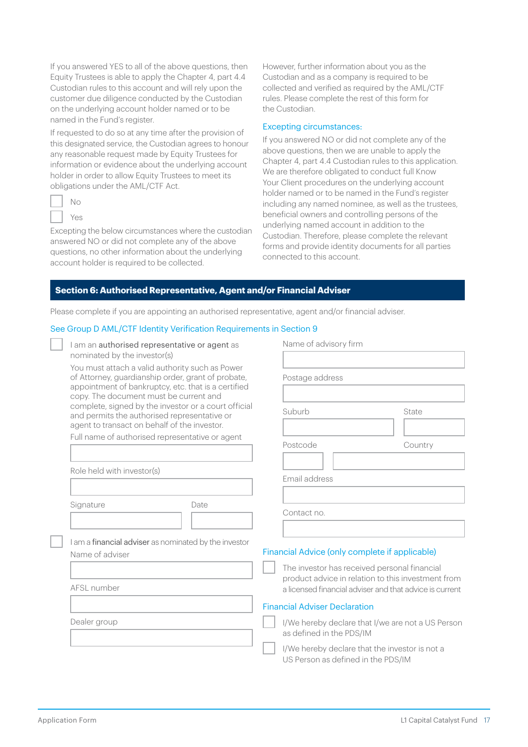If you answered YES to all of the above questions, then Equity Trustees is able to apply the Chapter 4, part 4.4 Custodian rules to this account and will rely upon the customer due diligence conducted by the Custodian on the underlying account holder named or to be named in the Fund's register.

If requested to do so at any time after the provision of this designated service, the Custodian agrees to honour any reasonable request made by Equity Trustees for information or evidence about the underlying account holder in order to allow Equity Trustees to meet its obligations under the AML/CTF Act.

☐ No

☐ Yes

Excepting the below circumstances where the custodian answered NO or did not complete any of the above questions, no other information about the underlying account holder is required to be collected.

However, further information about you as the Custodian and as a company is required to be collected and verified as required by the AML/CTF rules. Please complete the rest of this form for the Custodian.

### Excepting circumstances:

If you answered NO or did not complete any of the above questions, then we are unable to apply the Chapter 4, part 4.4 Custodian rules to this application. We are therefore obligated to conduct full Know Your Client procedures on the underlying account holder named or to be named in the Fund's register including any named nominee, as well as the trustees, beneficial owners and controlling persons of the underlying named account in addition to the Custodian. Therefore, please complete the relevant forms and provide identity documents for all parties connected to this account.

## Section 6: Authorised Representative, Agent and/or Financial Adviser

Please complete if you are appointing an authorised representative, agent and/or financial adviser.

See Group D AML/CTF Identity Verification Requirements in Section 9

☐ I am an **authorised representative or agent** as nominated by the investor(s)

You must attach a valid authority such as Power of Attorney, guardianship order, grant of probate, appointment of bankruptcy, etc. that is a certified copy. The document must be current and complete, signed by the investor or a court official and permits the authorised representative or agent to transact on behalf of the investor.

Full name of authorised representative or agent

\_\_\_\_\_\_\_\_\_\_\_\_\_\_\_\_\_\_\_\_

Role held with investor(s)

\_\_\_\_\_\_\_\_\_\_\_\_\_\_\_\_\_\_\_\_

Signature \_\_\_\_\_\_\_\_\_\_ Date \_\_\_\_\_\_\_\_\_\_

☐ I am a **financial adviser** as nominated by the investor

Name of adviser

\_\_\_\_\_\_\_\_\_\_\_\_\_\_\_\_\_\_\_\_

AFSL number

\_\_\_\_\_\_\_\_\_\_\_\_\_\_\_\_\_\_\_\_

Dealer group

\_\_\_\_\_\_\_\_\_\_\_\_\_\_\_\_\_\_\_\_

Name of advisory firm

\_\_\_\_\_\_\_\_\_\_\_\_\_\_\_\_\_\_\_\_

Postage address

\_\_\_\_\_\_\_\_\_\_\_\_\_\_\_\_\_\_\_\_

Suburb \_\_\_\_\_\_\_\_\_\_ State \_\_\_\_\_\_\_\_\_\_

Postcode \_\_\_\_\_\_\_\_\_\_ Country \_\_\_\_\_\_\_\_\_\_

Email address

\_\_\_\_\_\_\_\_\_\_\_\_\_\_\_\_\_\_\_\_

Contact no.

\_\_\_\_\_\_\_\_\_\_\_\_\_\_\_\_\_\_\_\_

### Financial Advice (only complete if applicable)

☐ The investor has received personal financial product advice in relation to this investment from a licensed financial adviser and that advice is current

### Financial Adviser Declaration

☐ I/We hereby declare that I/we are not a US Person as defined in the PDS/IM

☐ I/We hereby declare that the investor is not a US Person as defined in the PDS/IM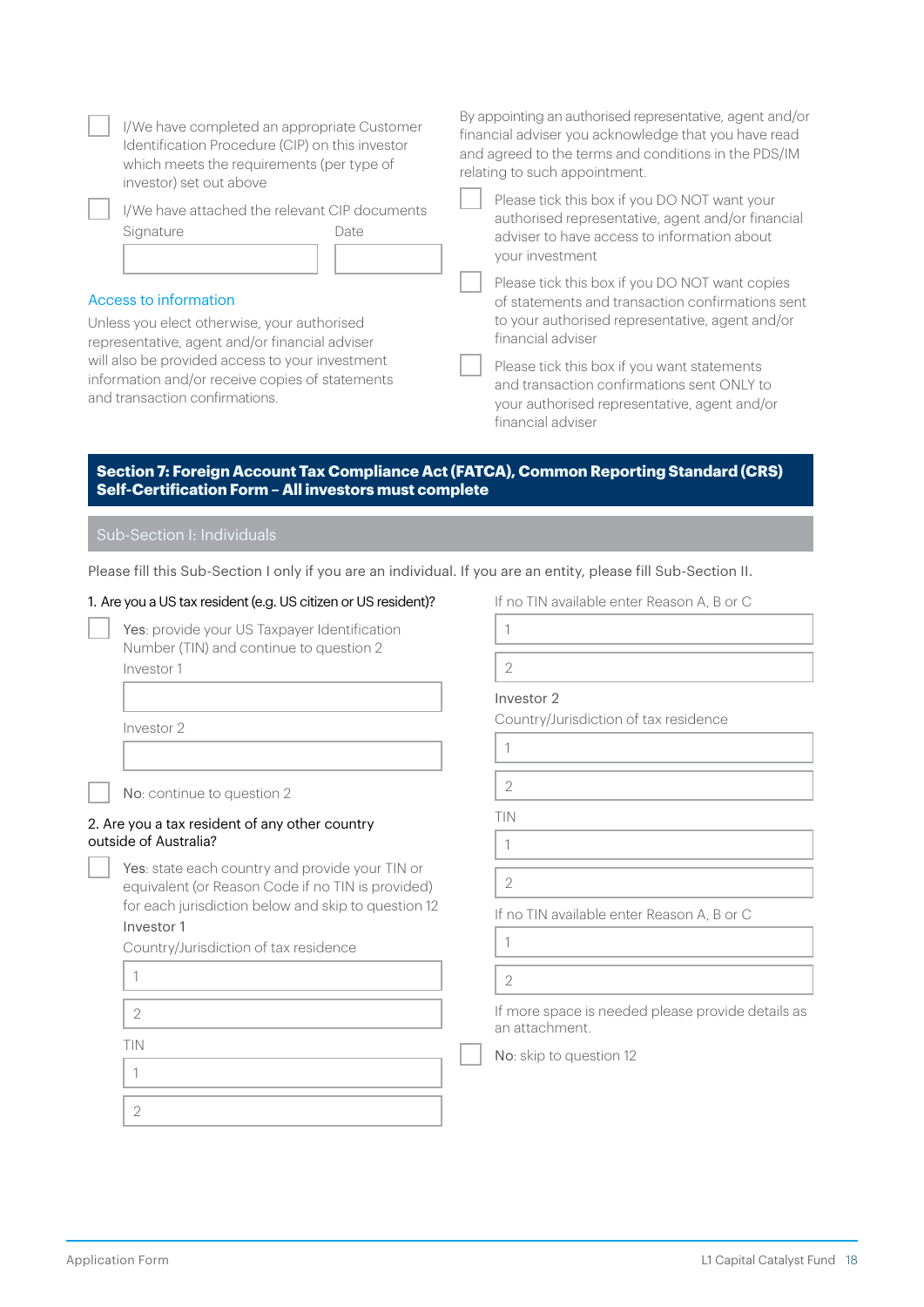- [ ] I/We have completed an appropriate Customer Identification Procedure (CIP) on this investor which meets the requirements (per type of investor) set out above
- [ ] I/We have attached the relevant CIP documents

Signature ____________ Date ____________

### Access to information

Unless you elect otherwise, your authorised representative, agent and/or financial adviser will also be provided access to your investment information and/or receive copies of statements and transaction confirmations.

By appointing an authorised representative, agent and/or financial adviser you acknowledge that you have read and agreed to the terms and conditions in the PDS/IM relating to such appointment.

- [ ] Please tick this box if you DO NOT want your authorised representative, agent and/or financial adviser to have access to information about your investment
- [ ] Please tick this box if you DO NOT want copies of statements and transaction confirmations sent to your authorised representative, agent and/or financial adviser
- [ ] Please tick this box if you want statements and transaction confirmations sent ONLY to your authorised representative, agent and/or financial adviser

## Section 7: Foreign Account Tax Compliance Act (FATCA), Common Reporting Standard (CRS) Self-Certification Form – All investors must complete

### Sub-Section I: Individuals

Please fill this Sub-Section I only if you are an individual. If you are an entity, please fill Sub-Section II.

**1. Are you a US tax resident (e.g. US citizen or US resident)?**

- [ ] **Yes**: provide your US Taxpayer Identification Number (TIN) and continue to question 2

  Investor 1 ____________

  Investor 2 ____________

- [ ] **No**: continue to question 2

**2. Are you a tax resident of any other country outside of Australia?**

- [ ] **Yes**: state each country and provide your TIN or equivalent (or Reason Code if no TIN is provided) for each jurisdiction below and skip to question 12

  Investor 1

  Country/Jurisdiction of tax residence

  1 ____________

  2 ____________

  TIN

  1 ____________

  2 ____________

  If no TIN available enter Reason A, B or C

  1 ____________

  2 ____________

  Investor 2

  Country/Jurisdiction of tax residence

  1 ____________

  2 ____________

  TIN

  1 ____________

  2 ____________

  If no TIN available enter Reason A, B or C

  1 ____________

  2 ____________

  If more space is needed please provide details as an attachment.

- [ ] **No**: skip to question 12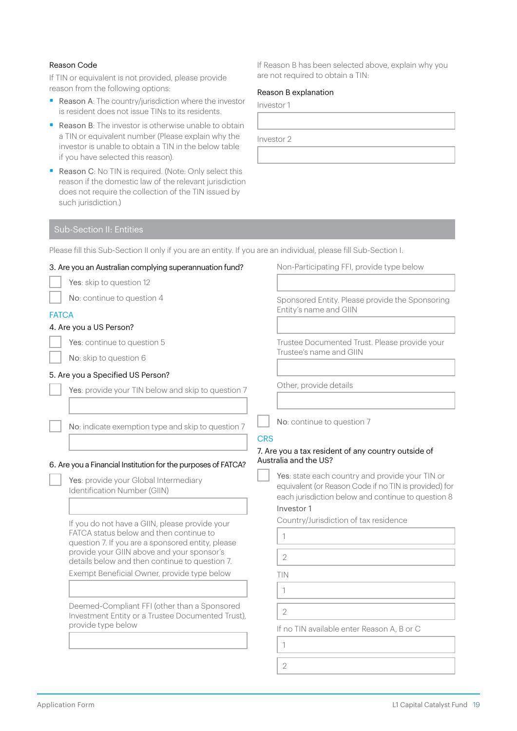### Reason Code

If TIN or equivalent is not provided, please provide reason from the following options:

- Reason A: The country/jurisdiction where the investor is resident does not issue TINs to its residents.
- Reason B: The investor is otherwise unable to obtain a TIN or equivalent number (Please explain why the investor is unable to obtain a TIN in the below table if you have selected this reason).
- Reason C: No TIN is required. (Note: Only select this reason if the domestic law of the relevant jurisdiction does not require the collection of the TIN issued by such jurisdiction.)

If Reason B has been selected above, explain why you are not required to obtain a TIN:

### Reason B explanation

Investor 1

[ ]

Investor 2

[ ]

## Sub-Section II: Entities

Please fill this Sub-Section II only if you are an entity. If you are an individual, please fill Sub-Section I.

3. Are you an Australian complying superannuation fund?

☐ Yes: skip to question 12

☐ No: continue to question 4

### FATCA

4. Are you a US Person?

☐ Yes: continue to question 5

☐ No: skip to question 6

5. Are you a Specified US Person?

☐ Yes: provide your TIN below and skip to question 7

[ ]

☐ No: indicate exemption type and skip to question 7

[ ]

6. Are you a Financial Institution for the purposes of FATCA?

☐ Yes: provide your Global Intermediary Identification Number (GIIN)

[ ]

If you do not have a GIIN, please provide your FATCA status below and then continue to question 7. If you are a sponsored entity, please provide your GIIN above and your sponsor's details below and then continue to question 7.

Exempt Beneficial Owner, provide type below

[ ]

Deemed-Compliant FFI (other than a Sponsored Investment Entity or a Trustee Documented Trust), provide type below

[ ]

Non-Participating FFI, provide type below

[ ]

Sponsored Entity. Please provide the Sponsoring Entity's name and GIIN

[ ]

Trustee Documented Trust. Please provide your Trustee's name and GIIN

[ ]

Other, provide details

[ ]

☐ No: continue to question 7

### CRS

7. Are you a tax resident of any country outside of Australia and the US?

☐ Yes: state each country and provide your TIN or equivalent (or Reason Code if no TIN is provided) for each jurisdiction below and continue to question 8

Investor 1

Country/Jurisdiction of tax residence

1

2

TIN

1

2

If no TIN available enter Reason A, B or C

1

2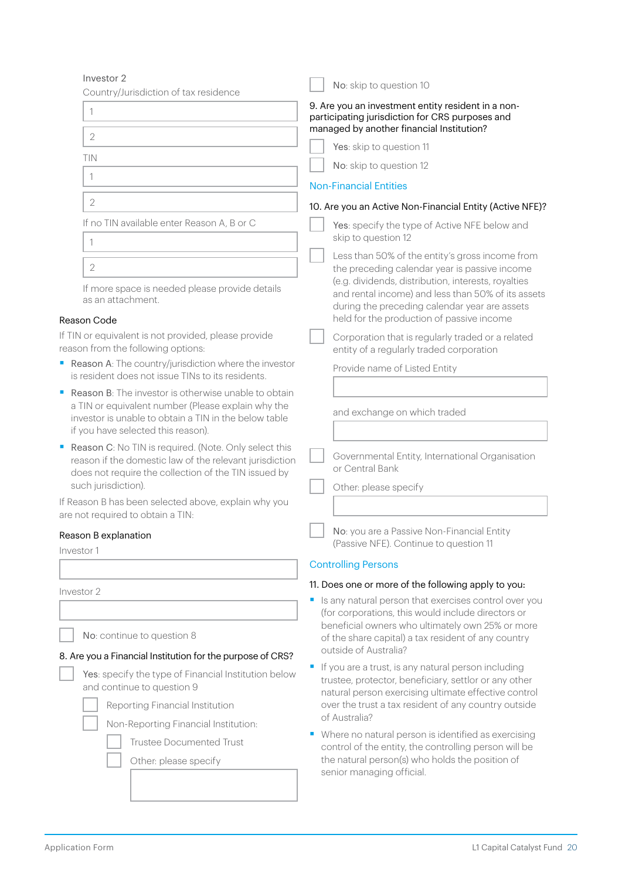Investor 2

Country/Jurisdiction of tax residence

1

2

TIN

1

2

If no TIN available enter Reason A, B or C

1

2

If more space is needed please provide details as an attachment.

### Reason Code

If TIN or equivalent is not provided, please provide reason from the following options:

- Reason A: The country/jurisdiction where the investor is resident does not issue TINs to its residents.
- Reason B: The investor is otherwise unable to obtain a TIN or equivalent number (Please explain why the investor is unable to obtain a TIN in the below table if you have selected this reason).
- Reason C: No TIN is required. (Note. Only select this reason if the domestic law of the relevant jurisdiction does not require the collection of the TIN issued by such jurisdiction).

If Reason B has been selected above, explain why you are not required to obtain a TIN:

### Reason B explanation

Investor 1

Investor 2

☐ No: continue to question 8

### 8. Are you a Financial Institution for the purpose of CRS?

☐ Yes: specify the type of Financial Institution below and continue to question 9

- ☐ Reporting Financial Institution
- ☐ Non-Reporting Financial Institution:
  - ☐ Trustee Documented Trust
  - ☐ Other: please specify

☐ No: skip to question 10

### 9. Are you an investment entity resident in a non-participating jurisdiction for CRS purposes and managed by another financial Institution?

☐ Yes: skip to question 11

☐ No: skip to question 12

## Non-Financial Entities

### 10. Are you an Active Non-Financial Entity (Active NFE)?

☐ Yes: specify the type of Active NFE below and skip to question 12

- ☐ Less than 50% of the entity's gross income from the preceding calendar year is passive income (e.g. dividends, distribution, interests, royalties and rental income) and less than 50% of its assets during the preceding calendar year are assets held for the production of passive income
- ☐ Corporation that is regularly traded or a related entity of a regularly traded corporation

  Provide name of Listed Entity

  and exchange on which traded

- ☐ Governmental Entity, International Organisation or Central Bank
- ☐ Other: please specify

☐ No: you are a Passive Non-Financial Entity (Passive NFE). Continue to question 11

## Controlling Persons

### 11. Does one or more of the following apply to you:

- Is any natural person that exercises control over you (for corporations, this would include directors or beneficial owners who ultimately own 25% or more of the share capital) a tax resident of any country outside of Australia?
- If you are a trust, is any natural person including trustee, protector, beneficiary, settlor or any other natural person exercising ultimate effective control over the trust a tax resident of any country outside of Australia?
- Where no natural person is identified as exercising control of the entity, the controlling person will be the natural person(s) who holds the position of senior managing official.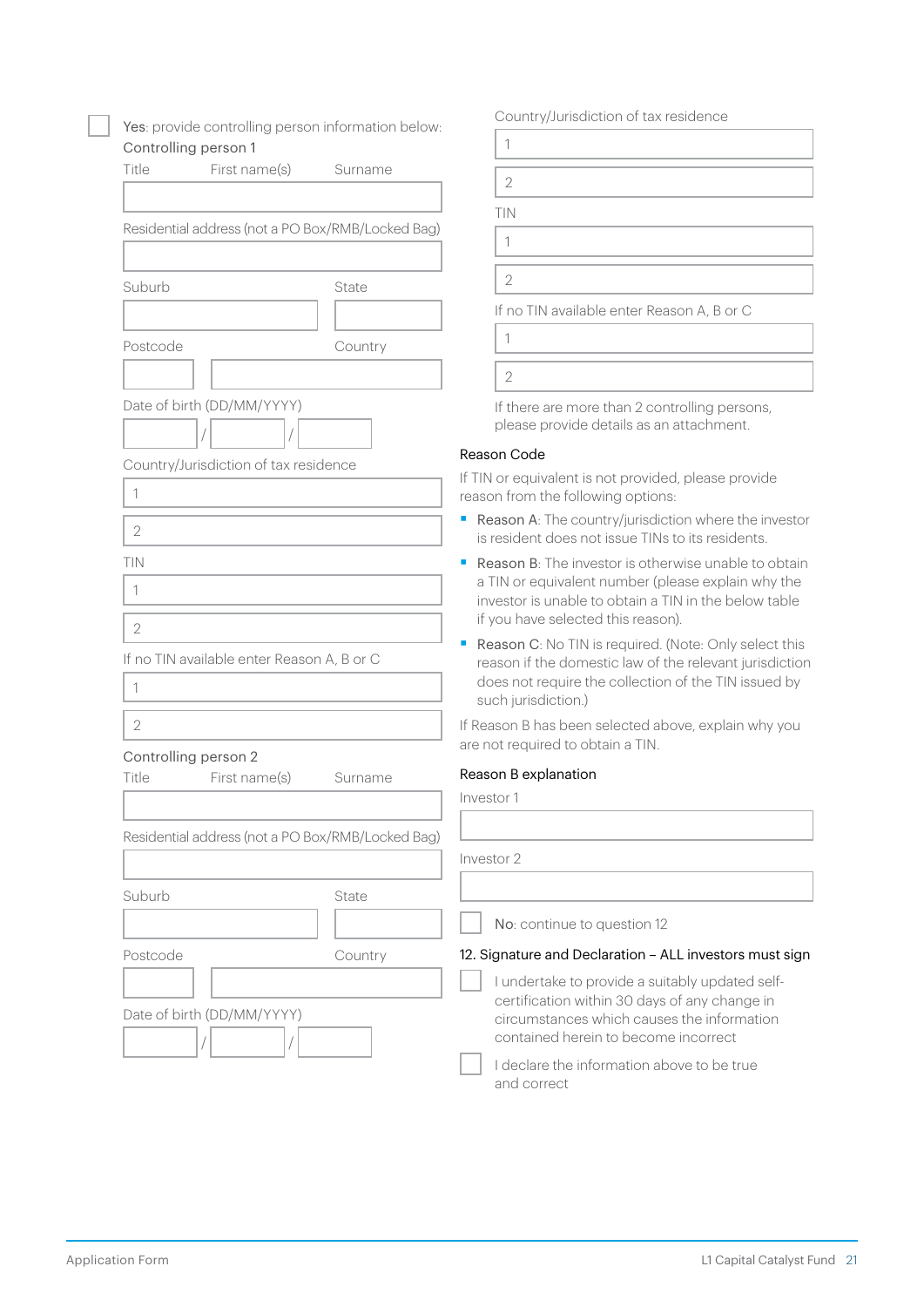☐ **Yes**: provide controlling person information below:

Controlling person 1

Title First name(s) Surname

Residential address (not a PO Box/RMB/Locked Bag)

Suburb State

Postcode Country

Date of birth (DD/MM/YYYY)

/ /

Country/Jurisdiction of tax residence

1

2

TIN

1

2

If no TIN available enter Reason A, B or C

1

2

Controlling person 2

Title First name(s) Surname

Residential address (not a PO Box/RMB/Locked Bag)

Suburb State

Postcode Country

Date of birth (DD/MM/YYYY)

/ /

Country/Jurisdiction of tax residence

1

2

TIN

1

2

If no TIN available enter Reason A, B or C

1

2

If there are more than 2 controlling persons, please provide details as an attachment.

Reason Code

If TIN or equivalent is not provided, please provide reason from the following options:

- **Reason A**: The country/jurisdiction where the investor is resident does not issue TINs to its residents.
- **Reason B**: The investor is otherwise unable to obtain a TIN or equivalent number (please explain why the investor is unable to obtain a TIN in the below table if you have selected this reason).
- **Reason C**: No TIN is required. (Note: Only select this reason if the domestic law of the relevant jurisdiction does not require the collection of the TIN issued by such jurisdiction.)

If Reason B has been selected above, explain why you are not required to obtain a TIN.

Reason B explanation

Investor 1

Investor 2

☐ **No**: continue to question 12

## 12. Signature and Declaration – ALL investors must sign

☐ I undertake to provide a suitably updated self-certification within 30 days of any change in circumstances which causes the information contained herein to become incorrect

☐ I declare the information above to be true and correct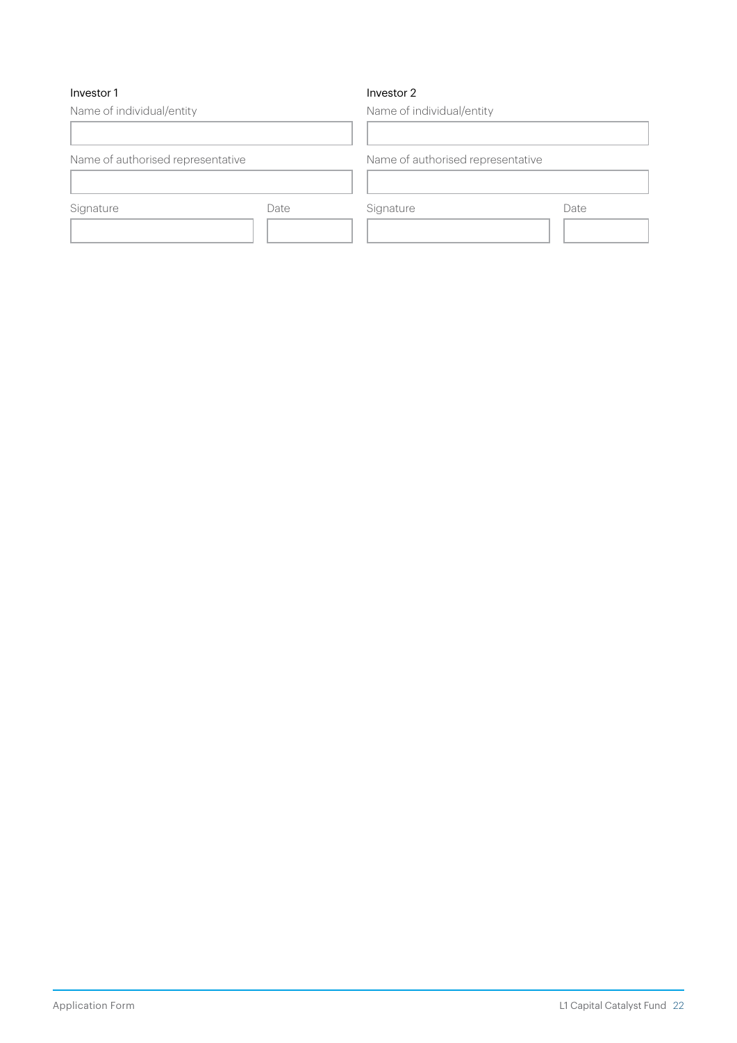**Investor 1**

Name of individual/entity

Name of authorised representative

Signature

Date

**Investor 2**

Name of individual/entity

Name of authorised representative

Signature

Date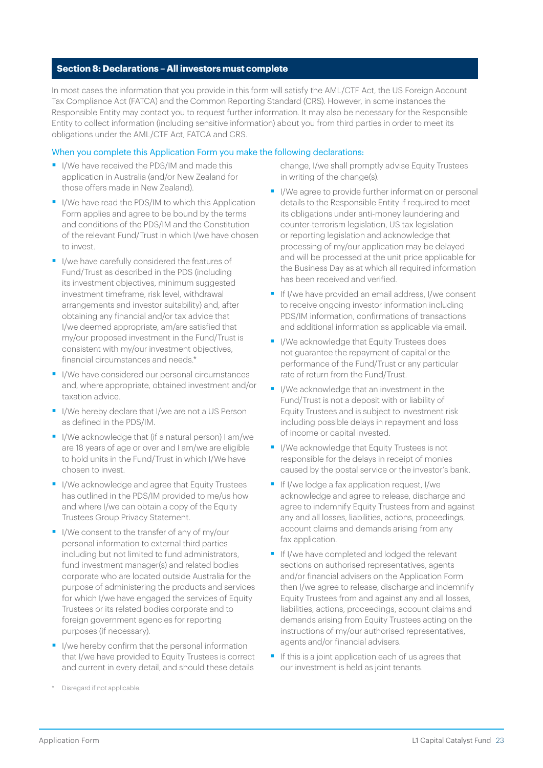## Section 8: Declarations – All investors must complete

In most cases the information that you provide in this form will satisfy the AML/CTF Act, the US Foreign Account Tax Compliance Act (FATCA) and the Common Reporting Standard (CRS). However, in some instances the Responsible Entity may contact you to request further information. It may also be necessary for the Responsible Entity to collect information (including sensitive information) about you from third parties in order to meet its obligations under the AML/CTF Act, FATCA and CRS.

### When you complete this Application Form you make the following declarations:

- I/We have received the PDS/IM and made this application in Australia (and/or New Zealand for those offers made in New Zealand).
- I/We have read the PDS/IM to which this Application Form applies and agree to be bound by the terms and conditions of the PDS/IM and the Constitution of the relevant Fund/Trust in which I/we have chosen to invest.
- I/we have carefully considered the features of Fund/Trust as described in the PDS (including its investment objectives, minimum suggested investment timeframe, risk level, withdrawal arrangements and investor suitability) and, after obtaining any financial and/or tax advice that I/we deemed appropriate, am/are satisfied that my/our proposed investment in the Fund/Trust is consistent with my/our investment objectives, financial circumstances and needs.*
- I/We have considered our personal circumstances and, where appropriate, obtained investment and/or taxation advice.
- I/We hereby declare that I/we are not a US Person as defined in the PDS/IM.
- I/We acknowledge that (if a natural person) I am/we are 18 years of age or over and I am/we are eligible to hold units in the Fund/Trust in which I/We have chosen to invest.
- I/We acknowledge and agree that Equity Trustees has outlined in the PDS/IM provided to me/us how and where I/we can obtain a copy of the Equity Trustees Group Privacy Statement.
- I/We consent to the transfer of any of my/our personal information to external third parties including but not limited to fund administrators, fund investment manager(s) and related bodies corporate who are located outside Australia for the purpose of administering the products and services for which I/we have engaged the services of Equity Trustees or its related bodies corporate and to foreign government agencies for reporting purposes (if necessary).
- I/we hereby confirm that the personal information that I/we have provided to Equity Trustees is correct and current in every detail, and should these details change, I/we shall promptly advise Equity Trustees in writing of the change(s).
- I/We agree to provide further information or personal details to the Responsible Entity if required to meet its obligations under anti-money laundering and counter-terrorism legislation, US tax legislation or reporting legislation and acknowledge that processing of my/our application may be delayed and will be processed at the unit price applicable for the Business Day as at which all required information has been received and verified.
- If I/we have provided an email address, I/we consent to receive ongoing investor information including PDS/IM information, confirmations of transactions and additional information as applicable via email.
- I/We acknowledge that Equity Trustees does not guarantee the repayment of capital or the performance of the Fund/Trust or any particular rate of return from the Fund/Trust.
- I/We acknowledge that an investment in the Fund/Trust is not a deposit with or liability of Equity Trustees and is subject to investment risk including possible delays in repayment and loss of income or capital invested.
- I/We acknowledge that Equity Trustees is not responsible for the delays in receipt of monies caused by the postal service or the investor's bank.
- If I/we lodge a fax application request, I/we acknowledge and agree to release, discharge and agree to indemnify Equity Trustees from and against any and all losses, liabilities, actions, proceedings, account claims and demands arising from any fax application.
- If I/we have completed and lodged the relevant sections on authorised representatives, agents and/or financial advisers on the Application Form then I/we agree to release, discharge and indemnify Equity Trustees from and against any and all losses, liabilities, actions, proceedings, account claims and demands arising from Equity Trustees acting on the instructions of my/our authorised representatives, agents and/or financial advisers.
- If this is a joint application each of us agrees that our investment is held as joint tenants.

\* Disregard if not applicable.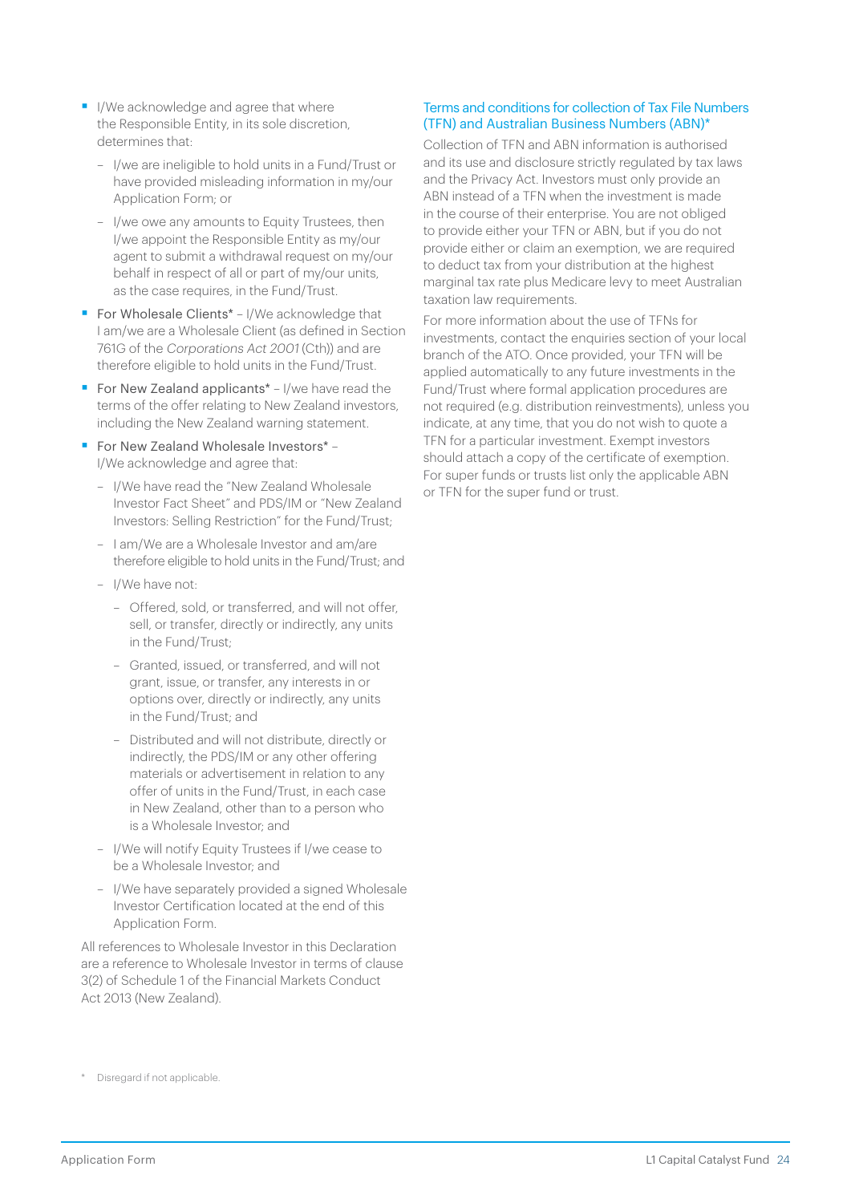- I/We acknowledge and agree that where the Responsible Entity, in its sole discretion, determines that:
  - I/we are ineligible to hold units in a Fund/Trust or have provided misleading information in my/our Application Form; or
  - I/we owe any amounts to Equity Trustees, then I/we appoint the Responsible Entity as my/our agent to submit a withdrawal request on my/our behalf in respect of all or part of my/our units, as the case requires, in the Fund/Trust.
- For Wholesale Clients* – I/We acknowledge that I am/we are a Wholesale Client (as defined in Section 761G of the *Corporations Act 2001* (Cth)) and are therefore eligible to hold units in the Fund/Trust.
- For New Zealand applicants* – I/we have read the terms of the offer relating to New Zealand investors, including the New Zealand warning statement.
- For New Zealand Wholesale Investors* – I/We acknowledge and agree that:
  - I/We have read the "New Zealand Wholesale Investor Fact Sheet" and PDS/IM or "New Zealand Investors: Selling Restriction" for the Fund/Trust;
  - I am/We are a Wholesale Investor and am/are therefore eligible to hold units in the Fund/Trust; and
  - I/We have not:
    - Offered, sold, or transferred, and will not offer, sell, or transfer, directly or indirectly, any units in the Fund/Trust;
    - Granted, issued, or transferred, and will not grant, issue, or transfer, any interests in or options over, directly or indirectly, any units in the Fund/Trust; and
    - Distributed and will not distribute, directly or indirectly, the PDS/IM or any other offering materials or advertisement in relation to any offer of units in the Fund/Trust, in each case in New Zealand, other than to a person who is a Wholesale Investor; and
  - I/We will notify Equity Trustees if I/we cease to be a Wholesale Investor; and
  - I/We have separately provided a signed Wholesale Investor Certification located at the end of this Application Form.

All references to Wholesale Investor in this Declaration are a reference to Wholesale Investor in terms of clause 3(2) of Schedule 1 of the Financial Markets Conduct Act 2013 (New Zealand).

### Terms and conditions for collection of Tax File Numbers (TFN) and Australian Business Numbers (ABN)*

Collection of TFN and ABN information is authorised and its use and disclosure strictly regulated by tax laws and the Privacy Act. Investors must only provide an ABN instead of a TFN when the investment is made in the course of their enterprise. You are not obliged to provide either your TFN or ABN, but if you do not provide either or claim an exemption, we are required to deduct tax from your distribution at the highest marginal tax rate plus Medicare levy to meet Australian taxation law requirements.

For more information about the use of TFNs for investments, contact the enquiries section of your local branch of the ATO. Once provided, your TFN will be applied automatically to any future investments in the Fund/Trust where formal application procedures are not required (e.g. distribution reinvestments), unless you indicate, at any time, that you do not wish to quote a TFN for a particular investment. Exempt investors should attach a copy of the certificate of exemption. For super funds or trusts list only the applicable ABN or TFN for the super fund or trust.

\* Disregard if not applicable.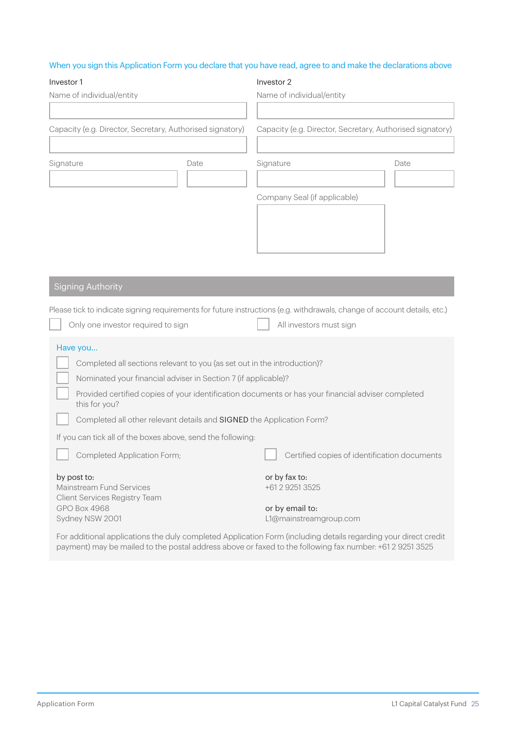When you sign this Application Form you declare that you have read, agree to and make the declarations above

| Investor 1 | | Investor 2 | |
|---|---|---|---|
| Name of individual/entity | | Name of individual/entity | |
| | | | |
| Capacity (e.g. Director, Secretary, Authorised signatory) | | Capacity (e.g. Director, Secretary, Authorised signatory) | |
| | | | |
| Signature | Date | Signature | Date |
| | | | |
| | | Company Seal (if applicable) | |
| | | | |

## Signing Authority

Please tick to indicate signing requirements for future instructions (e.g. withdrawals, change of account details, etc.)

- ☐ Only one investor required to sign
- ☐ All investors must sign

### Have you...

- ☐ Completed all sections relevant to you (as set out in the introduction)?
- ☐ Nominated your financial adviser in Section 7 (if applicable)?
- ☐ Provided certified copies of your identification documents or has your financial adviser completed this for you?
- ☐ Completed all other relevant details and **SIGNED** the Application Form?

If you can tick all of the boxes above, send the following:

- ☐ Completed Application Form;
- ☐ Certified copies of identification documents

by post to:
Mainstream Fund Services
Client Services Registry Team
GPO Box 4968
Sydney NSW 2001

or by fax to:
+61 2 9251 3525

or by email to:
L1@mainstreamgroup.com

For additional applications the duly completed Application Form (including details regarding your direct credit payment) may be mailed to the postal address above or faxed to the following fax number: +61 2 9251 3525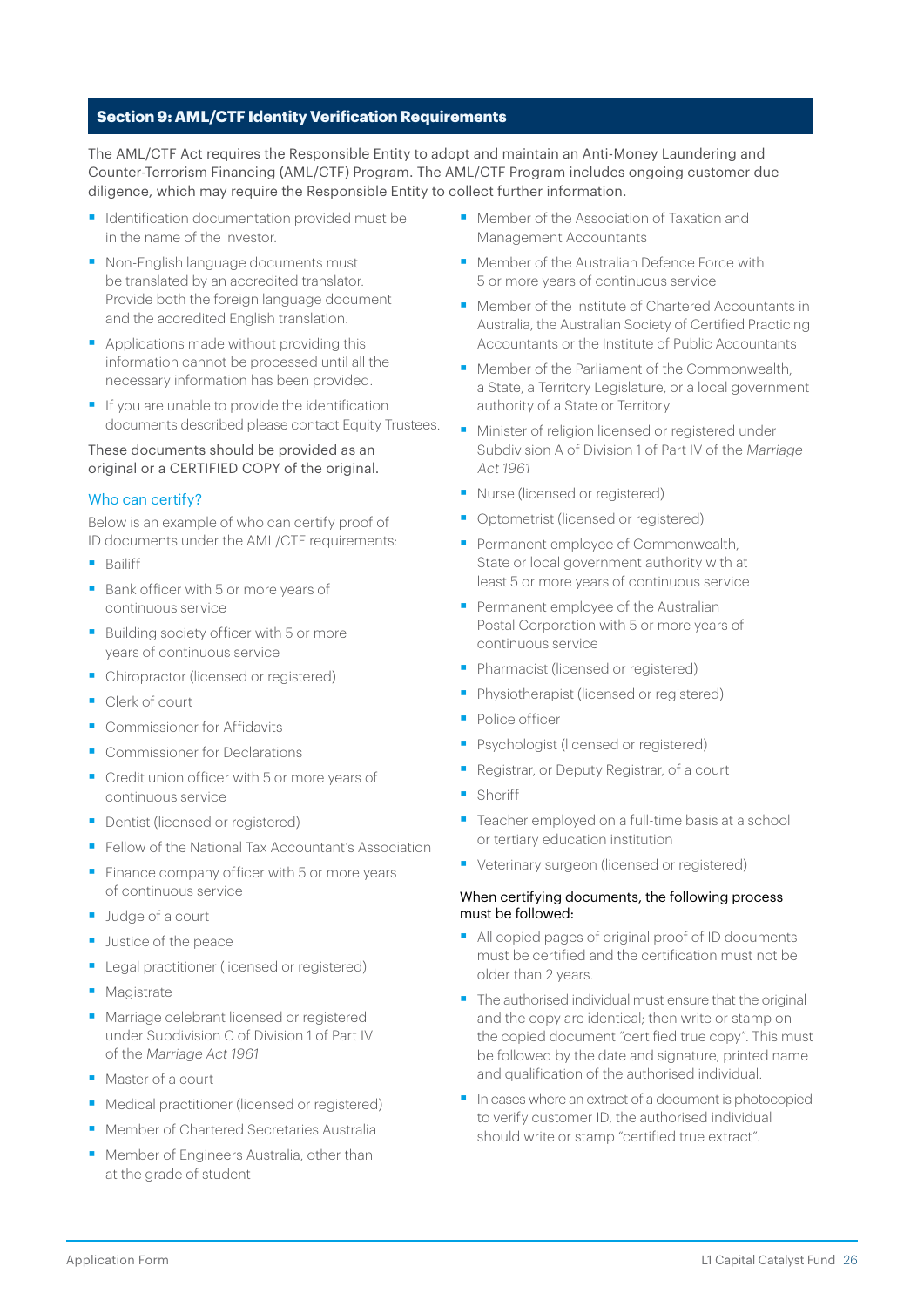## Section 9: AML/CTF Identity Verification Requirements

The AML/CTF Act requires the Responsible Entity to adopt and maintain an Anti-Money Laundering and Counter-Terrorism Financing (AML/CTF) Program. The AML/CTF Program includes ongoing customer due diligence, which may require the Responsible Entity to collect further information.

- Identification documentation provided must be in the name of the investor.
- Non-English language documents must be translated by an accredited translator. Provide both the foreign language document and the accredited English translation.
- Applications made without providing this information cannot be processed until all the necessary information has been provided.
- If you are unable to provide the identification documents described please contact Equity Trustees.

These documents should be provided as an original or a CERTIFIED COPY of the original.

### Who can certify?

Below is an example of who can certify proof of ID documents under the AML/CTF requirements:

- Bailiff
- Bank officer with 5 or more years of continuous service
- Building society officer with 5 or more years of continuous service
- Chiropractor (licensed or registered)
- Clerk of court
- Commissioner for Affidavits
- Commissioner for Declarations
- Credit union officer with 5 or more years of continuous service
- Dentist (licensed or registered)
- Fellow of the National Tax Accountant's Association
- Finance company officer with 5 or more years of continuous service
- Judge of a court
- Justice of the peace
- Legal practitioner (licensed or registered)
- Magistrate
- Marriage celebrant licensed or registered under Subdivision C of Division 1 of Part IV of the *Marriage Act 1961*
- Master of a court
- Medical practitioner (licensed or registered)
- Member of Chartered Secretaries Australia
- Member of Engineers Australia, other than at the grade of student
- Member of the Association of Taxation and Management Accountants
- Member of the Australian Defence Force with 5 or more years of continuous service
- Member of the Institute of Chartered Accountants in Australia, the Australian Society of Certified Practicing Accountants or the Institute of Public Accountants
- Member of the Parliament of the Commonwealth, a State, a Territory Legislature, or a local government authority of a State or Territory
- Minister of religion licensed or registered under Subdivision A of Division 1 of Part IV of the *Marriage Act 1961*
- Nurse (licensed or registered)
- Optometrist (licensed or registered)
- Permanent employee of Commonwealth, State or local government authority with at least 5 or more years of continuous service
- Permanent employee of the Australian Postal Corporation with 5 or more years of continuous service
- Pharmacist (licensed or registered)
- Physiotherapist (licensed or registered)
- Police officer
- Psychologist (licensed or registered)
- Registrar, or Deputy Registrar, of a court
- Sheriff
- Teacher employed on a full-time basis at a school or tertiary education institution
- Veterinary surgeon (licensed or registered)

When certifying documents, the following process must be followed:

- All copied pages of original proof of ID documents must be certified and the certification must not be older than 2 years.
- The authorised individual must ensure that the original and the copy are identical; then write or stamp on the copied document "certified true copy". This must be followed by the date and signature, printed name and qualification of the authorised individual.
- In cases where an extract of a document is photocopied to verify customer ID, the authorised individual should write or stamp "certified true extract".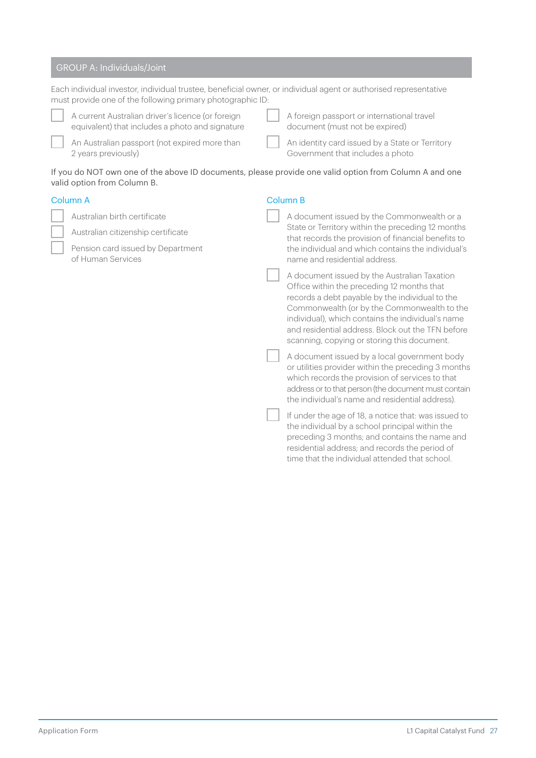## GROUP A: Individuals/Joint

Each individual investor, individual trustee, beneficial owner, or individual agent or authorised representative must provide one of the following primary photographic ID:

- ☐ A current Australian driver's licence (or foreign equivalent) that includes a photo and signature
- ☐ An Australian passport (not expired more than 2 years previously)
- ☐ A foreign passport or international travel document (must not be expired)
- ☐ An identity card issued by a State or Territory Government that includes a photo

If you do NOT own one of the above ID documents, please provide one valid option from Column A and one valid option from Column B.

### Column A

- ☐ Australian birth certificate
- ☐ Australian citizenship certificate
- ☐ Pension card issued by Department of Human Services

### Column B

- ☐ A document issued by the Commonwealth or a State or Territory within the preceding 12 months that records the provision of financial benefits to the individual and which contains the individual's name and residential address.
- ☐ A document issued by the Australian Taxation Office within the preceding 12 months that records a debt payable by the individual to the Commonwealth (or by the Commonwealth to the individual), which contains the individual's name and residential address. Block out the TFN before scanning, copying or storing this document.
- ☐ A document issued by a local government body or utilities provider within the preceding 3 months which records the provision of services to that address or to that person (the document must contain the individual's name and residential address).
- ☐ If under the age of 18, a notice that: was issued to the individual by a school principal within the preceding 3 months; and contains the name and residential address; and records the period of time that the individual attended that school.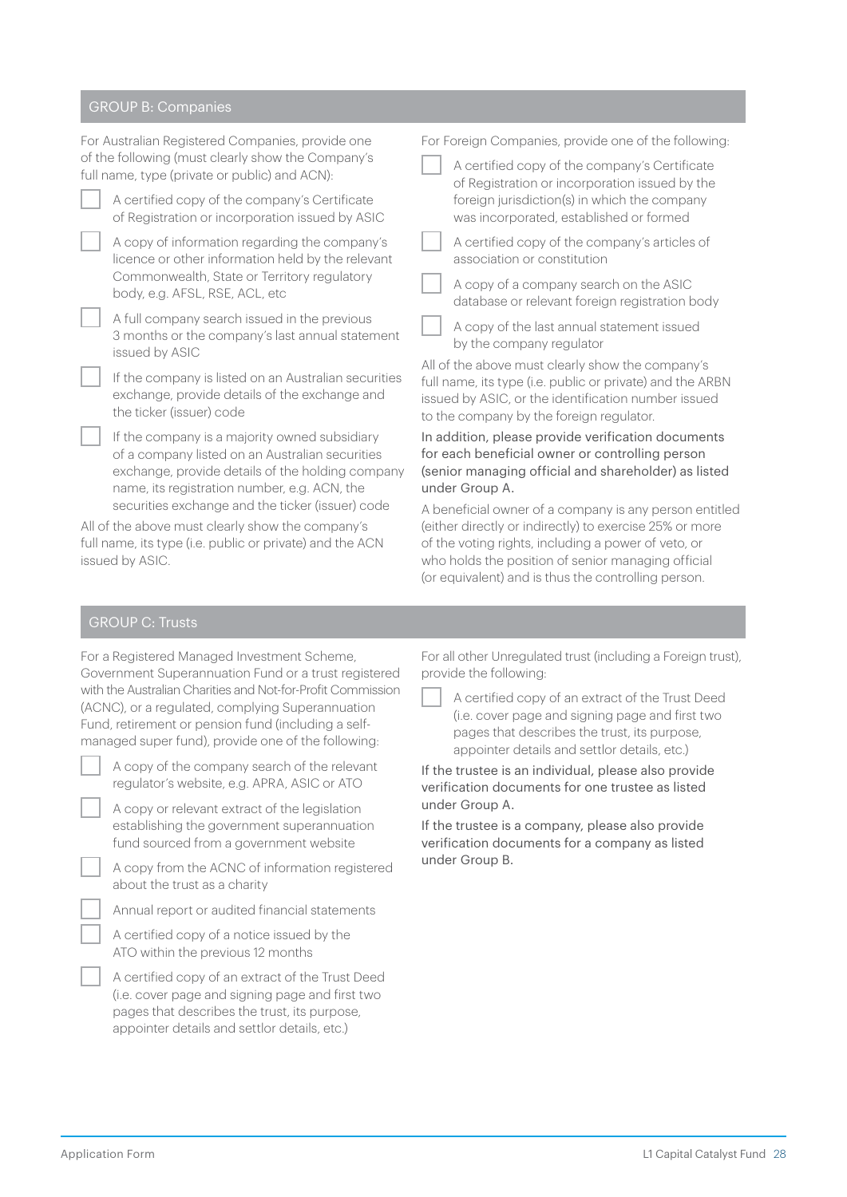## GROUP B: Companies

For Australian Registered Companies, provide one of the following (must clearly show the Company's full name, type (private or public) and ACN):

- [ ] A certified copy of the company's Certificate of Registration or incorporation issued by ASIC
- [ ] A copy of information regarding the company's licence or other information held by the relevant Commonwealth, State or Territory regulatory body, e.g. AFSL, RSE, ACL, etc
- [ ] A full company search issued in the previous 3 months or the company's last annual statement issued by ASIC
- [ ] If the company is listed on an Australian securities exchange, provide details of the exchange and the ticker (issuer) code
- [ ] If the company is a majority owned subsidiary of a company listed on an Australian securities exchange, provide details of the holding company name, its registration number, e.g. ACN, the securities exchange and the ticker (issuer) code

All of the above must clearly show the company's full name, its type (i.e. public or private) and the ACN issued by ASIC.

For Foreign Companies, provide one of the following:

- [ ] A certified copy of the company's Certificate of Registration or incorporation issued by the foreign jurisdiction(s) in which the company was incorporated, established or formed
- [ ] A certified copy of the company's articles of association or constitution
- [ ] A copy of a company search on the ASIC database or relevant foreign registration body
- [ ] A copy of the last annual statement issued by the company regulator

All of the above must clearly show the company's full name, its type (i.e. public or private) and the ARBN issued by ASIC, or the identification number issued to the company by the foreign regulator.

In addition, please provide verification documents for each beneficial owner or controlling person (senior managing official and shareholder) as listed under Group A.

A beneficial owner of a company is any person entitled (either directly or indirectly) to exercise 25% or more of the voting rights, including a power of veto, or who holds the position of senior managing official (or equivalent) and is thus the controlling person.

## GROUP C: Trusts

For a Registered Managed Investment Scheme, Government Superannuation Fund or a trust registered with the Australian Charities and Not-for-Profit Commission (ACNC), or a regulated, complying Superannuation Fund, retirement or pension fund (including a self-managed super fund), provide one of the following:

- [ ] A copy of the company search of the relevant regulator's website, e.g. APRA, ASIC or ATO
- [ ] A copy or relevant extract of the legislation establishing the government superannuation fund sourced from a government website
- [ ] A copy from the ACNC of information registered about the trust as a charity
- [ ] Annual report or audited financial statements
- [ ] A certified copy of a notice issued by the ATO within the previous 12 months
- [ ] A certified copy of an extract of the Trust Deed (i.e. cover page and signing page and first two pages that describes the trust, its purpose, appointer details and settlor details, etc.)

For all other Unregulated trust (including a Foreign trust), provide the following:

- [ ] A certified copy of an extract of the Trust Deed (i.e. cover page and signing page and first two pages that describes the trust, its purpose, appointer details and settlor details, etc.)

If the trustee is an individual, please also provide verification documents for one trustee as listed under Group A.

If the trustee is a company, please also provide verification documents for a company as listed under Group B.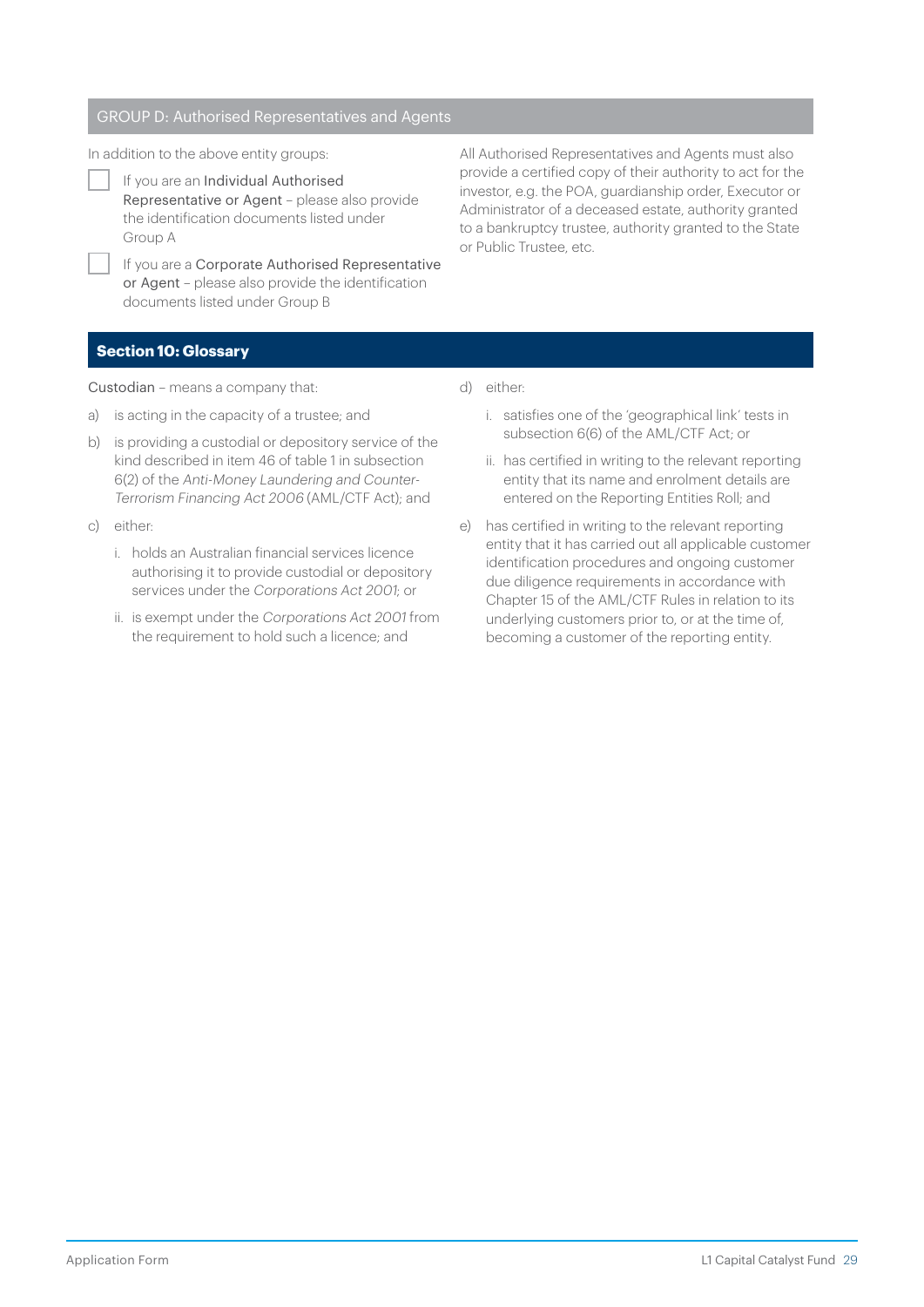## GROUP D: Authorised Representatives and Agents

In addition to the above entity groups:

☐ If you are an Individual Authorised Representative or Agent – please also provide the identification documents listed under Group A

☐ If you are a Corporate Authorised Representative or Agent – please also provide the identification documents listed under Group B

All Authorised Representatives and Agents must also provide a certified copy of their authority to act for the investor, e.g. the POA, guardianship order, Executor or Administrator of a deceased estate, authority granted to a bankruptcy trustee, authority granted to the State or Public Trustee, etc.

## Section 10: Glossary

Custodian – means a company that:

a) is acting in the capacity of a trustee; and

b) is providing a custodial or depository service of the kind described in item 46 of table 1 in subsection 6(2) of the *Anti-Money Laundering and Counter-Terrorism Financing Act 2006* (AML/CTF Act); and

c) either:

   i. holds an Australian financial services licence authorising it to provide custodial or depository services under the *Corporations Act 2001*; or

   ii. is exempt under the *Corporations Act 2001* from the requirement to hold such a licence; and

d) either:

   i. satisfies one of the 'geographical link' tests in subsection 6(6) of the AML/CTF Act; or

   ii. has certified in writing to the relevant reporting entity that its name and enrolment details are entered on the Reporting Entities Roll; and

e) has certified in writing to the relevant reporting entity that it has carried out all applicable customer identification procedures and ongoing customer due diligence requirements in accordance with Chapter 15 of the AML/CTF Rules in relation to its underlying customers prior to, or at the time of, becoming a customer of the reporting entity.